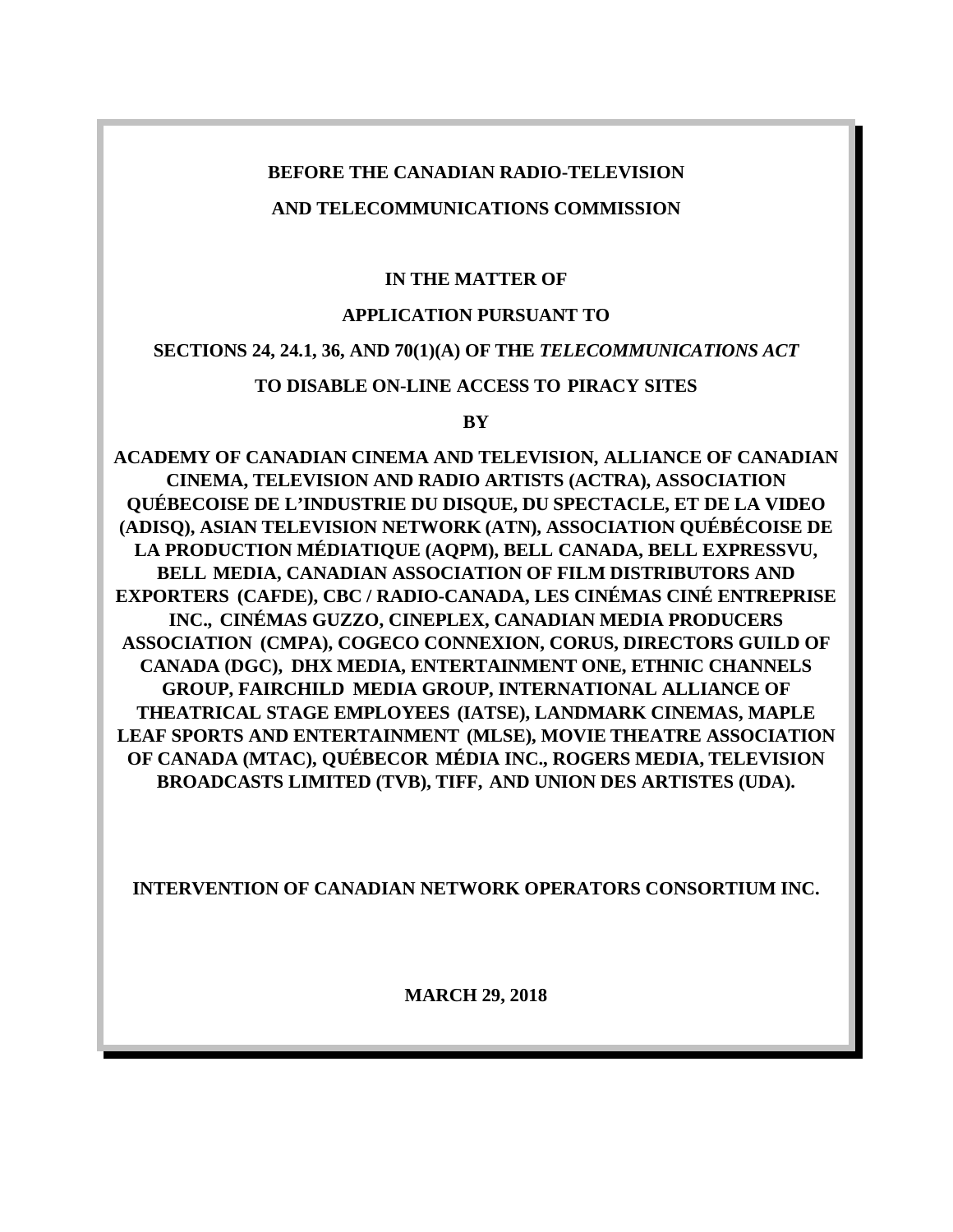**BEFORE THE CANADIAN RADIO-TELEVISION**

**AND TELECOMMUNICATIONS COMMISSION**

**IN THE MATTER OF**

**APPLICATION PURSUANT TO**

**SECTIONS 24, 24.1, 36, AND 70(1)(A) OF THE *TELECOMMUNICATIONS ACT***

**TO DISABLE ON-LINE ACCESS TO PIRACY SITES**

**BY**

**ACADEMY OF CANADIAN CINEMA AND TELEVISION, ALLIANCE OF CANADIAN CINEMA, TELEVISION AND RADIO ARTISTS (ACTRA), ASSOCIATION QUÉBECOISE DE L'INDUSTRIE DU DISQUE, DU SPECTACLE, ET DE LA VIDEO (ADISQ), ASIAN TELEVISION NETWORK (ATN), ASSOCIATION QUÉBÉCOISE DE LA PRODUCTION MÉDIATIQUE (AQPM), BELL CANADA, BELL EXPRESSVU, BELL MEDIA, CANADIAN ASSOCIATION OF FILM DISTRIBUTORS AND EXPORTERS (CAFDE), CBC / RADIO-CANADA, LES CINÉMAS CINÉ ENTREPRISE INC., CINÉMAS GUZZO, CINEPLEX, CANADIAN MEDIA PRODUCERS ASSOCIATION (CMPA), COGECO CONNEXION, CORUS, DIRECTORS GUILD OF CANADA (DGC), DHX MEDIA, ENTERTAINMENT ONE, ETHNIC CHANNELS GROUP, FAIRCHILD MEDIA GROUP, INTERNATIONAL ALLIANCE OF THEATRICAL STAGE EMPLOYEES (IATSE), LANDMARK CINEMAS, MAPLE LEAF SPORTS AND ENTERTAINMENT (MLSE), MOVIE THEATRE ASSOCIATION OF CANADA (MTAC), QUÉBECOR MÉDIA INC., ROGERS MEDIA, TELEVISION BROADCASTS LIMITED (TVB), TIFF, AND UNION DES ARTISTES (UDA).**

**INTERVENTION OF CANADIAN NETWORK OPERATORS CONSORTIUM INC.**

**MARCH 29, 2018**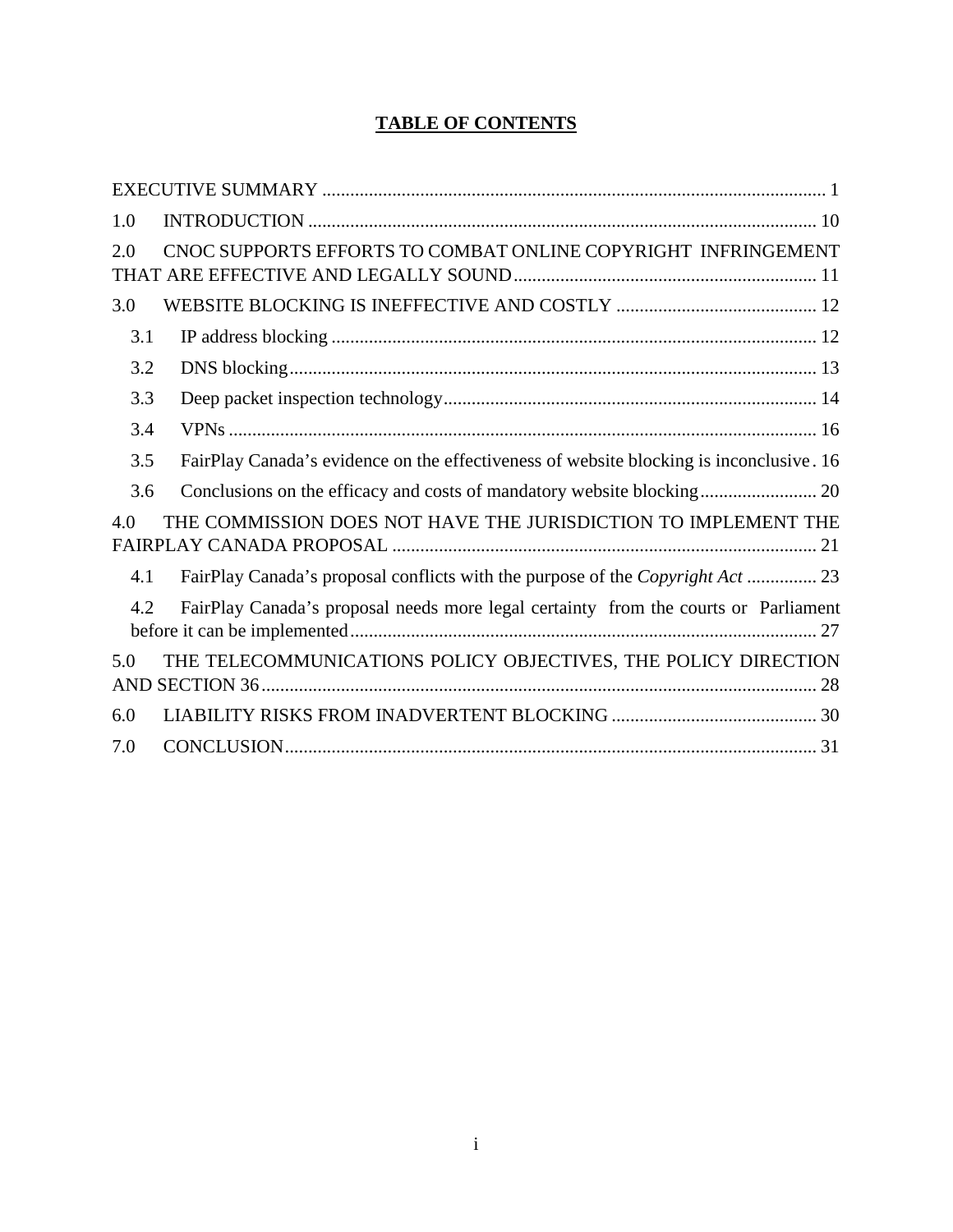# TABLE OF CONTENTS

EXECUTIVE SUMMARY ........................................................................................................... 1

1.0 INTRODUCTION ............................................................................................................ 10

2.0 CNOC SUPPORTS EFFORTS TO COMBAT ONLINE COPYRIGHT INFRINGEMENT THAT ARE EFFECTIVE AND LEGALLY SOUND................................................................ 11

3.0 WEBSITE BLOCKING IS INEFFECTIVE AND COSTLY ........................................... 12

- 3.1 IP address blocking ........................................................................................................ 12
- 3.2 DNS blocking................................................................................................................. 13
- 3.3 Deep packet inspection technology................................................................................ 14
- 3.4 VPNs .............................................................................................................................. 16
- 3.5 FairPlay Canada's evidence on the effectiveness of website blocking is inconclusive . 16
- 3.6 Conclusions on the efficacy and costs of mandatory website blocking......................... 20

4.0 THE COMMISSION DOES NOT HAVE THE JURISDICTION TO IMPLEMENT THE FAIRPLAY CANADA PROPOSAL ........................................................................................... 21

- 4.1 FairPlay Canada's proposal conflicts with the purpose of the *Copyright Act* ............... 23
- 4.2 FairPlay Canada's proposal needs more legal certainty from the courts or Parliament before it can be implemented.................................................................................................... 27

5.0 THE TELECOMMUNICATIONS POLICY OBJECTIVES, THE POLICY DIRECTION AND SECTION 36....................................................................................................................... 28

6.0 LIABILITY RISKS FROM INADVERTENT BLOCKING ............................................ 30

7.0 CONCLUSION.................................................................................................................. 31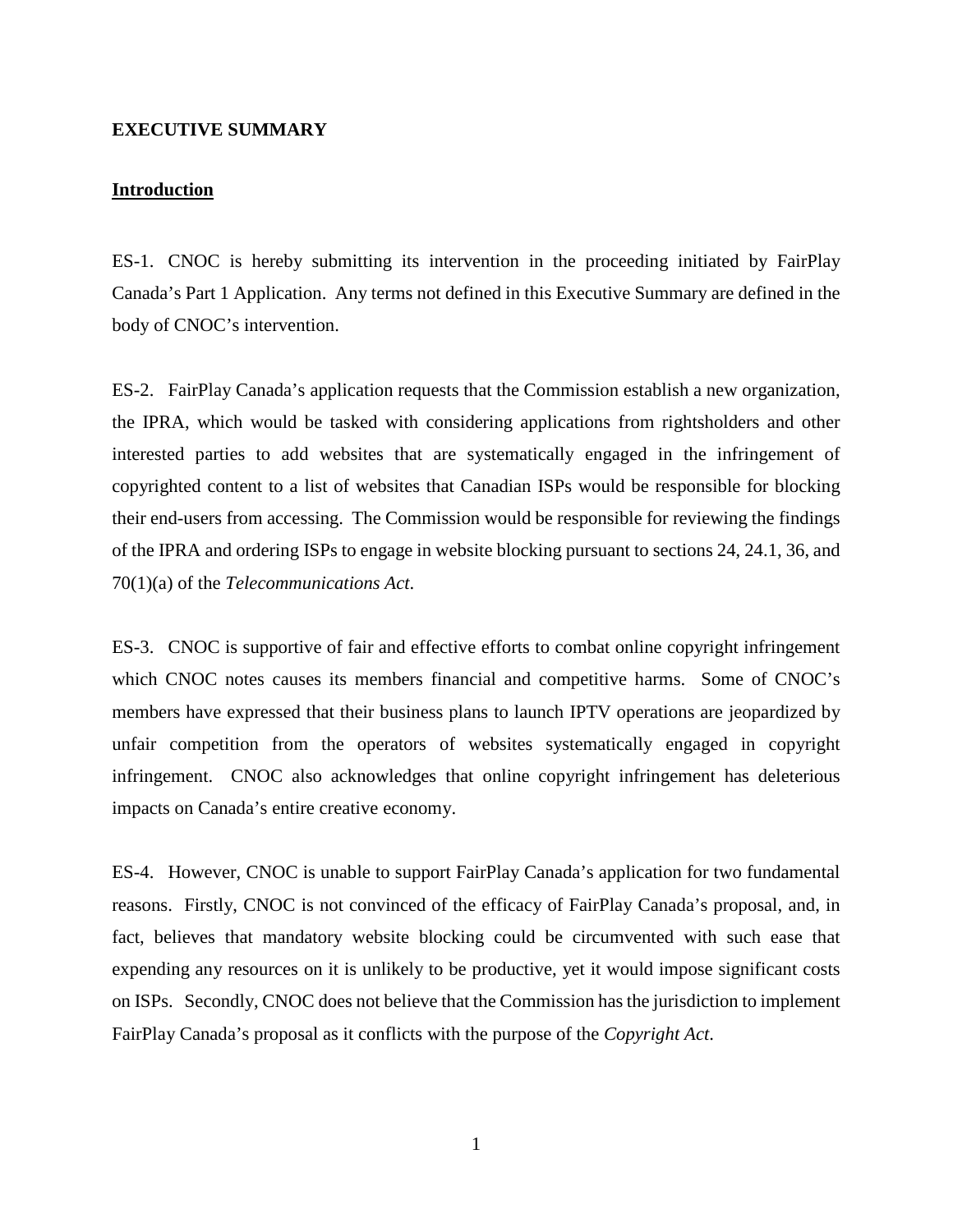**EXECUTIVE SUMMARY**

**Introduction**

ES-1. CNOC is hereby submitting its intervention in the proceeding initiated by FairPlay Canada's Part 1 Application. Any terms not defined in this Executive Summary are defined in the body of CNOC's intervention.

ES-2. FairPlay Canada's application requests that the Commission establish a new organization, the IPRA, which would be tasked with considering applications from rightsholders and other interested parties to add websites that are systematically engaged in the infringement of copyrighted content to a list of websites that Canadian ISPs would be responsible for blocking their end-users from accessing. The Commission would be responsible for reviewing the findings of the IPRA and ordering ISPs to engage in website blocking pursuant to sections 24, 24.1, 36, and 70(1)(a) of the *Telecommunications Act*.

ES-3. CNOC is supportive of fair and effective efforts to combat online copyright infringement which CNOC notes causes its members financial and competitive harms. Some of CNOC's members have expressed that their business plans to launch IPTV operations are jeopardized by unfair competition from the operators of websites systematically engaged in copyright infringement. CNOC also acknowledges that online copyright infringement has deleterious impacts on Canada's entire creative economy.

ES-4. However, CNOC is unable to support FairPlay Canada's application for two fundamental reasons. Firstly, CNOC is not convinced of the efficacy of FairPlay Canada's proposal, and, in fact, believes that mandatory website blocking could be circumvented with such ease that expending any resources on it is unlikely to be productive, yet it would impose significant costs on ISPs. Secondly, CNOC does not believe that the Commission has the jurisdiction to implement FairPlay Canada's proposal as it conflicts with the purpose of the *Copyright Act*.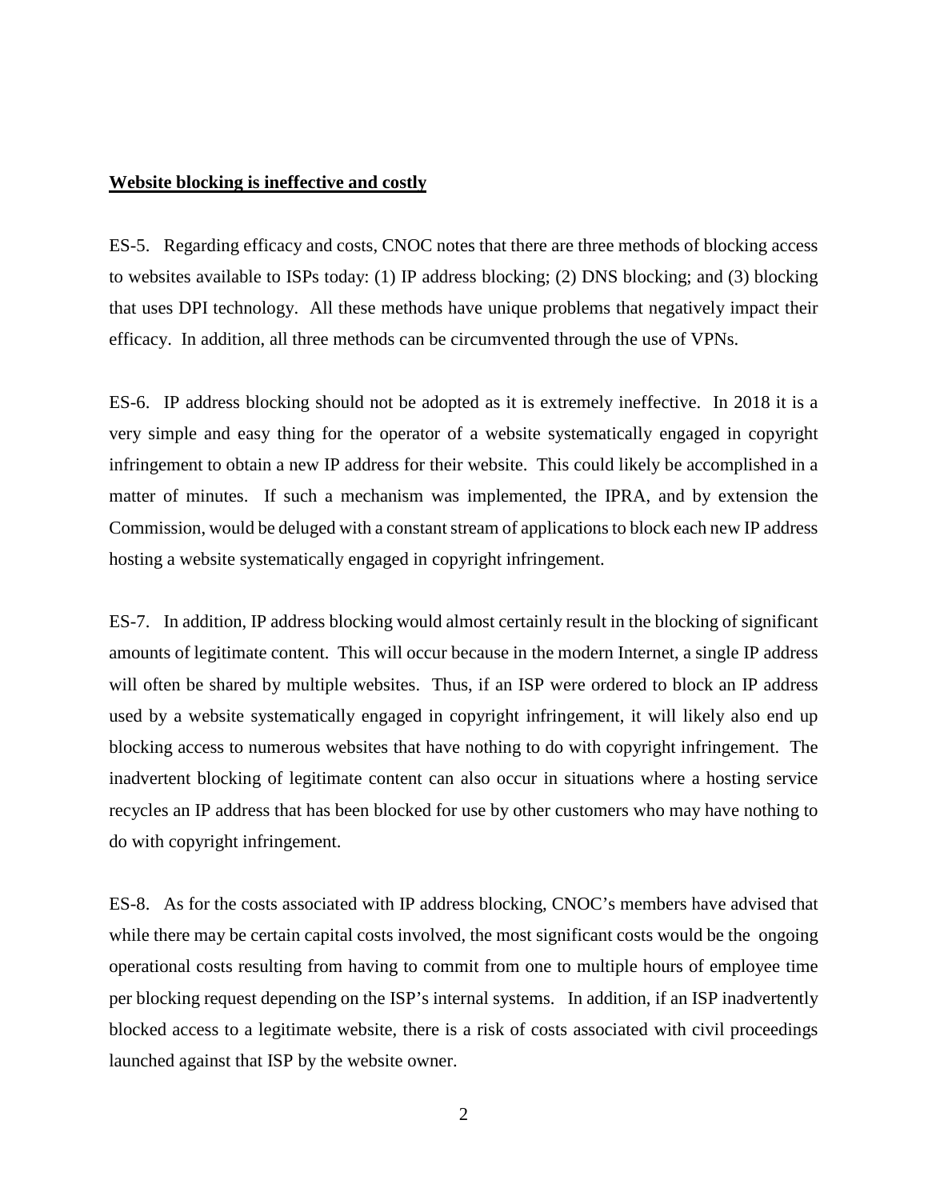**Website blocking is ineffective and costly**

ES-5. Regarding efficacy and costs, CNOC notes that there are three methods of blocking access to websites available to ISPs today: (1) IP address blocking; (2) DNS blocking; and (3) blocking that uses DPI technology. All these methods have unique problems that negatively impact their efficacy. In addition, all three methods can be circumvented through the use of VPNs.

ES-6. IP address blocking should not be adopted as it is extremely ineffective. In 2018 it is a very simple and easy thing for the operator of a website systematically engaged in copyright infringement to obtain a new IP address for their website. This could likely be accomplished in a matter of minutes. If such a mechanism was implemented, the IPRA, and by extension the Commission, would be deluged with a constant stream of applications to block each new IP address hosting a website systematically engaged in copyright infringement.

ES-7. In addition, IP address blocking would almost certainly result in the blocking of significant amounts of legitimate content. This will occur because in the modern Internet, a single IP address will often be shared by multiple websites. Thus, if an ISP were ordered to block an IP address used by a website systematically engaged in copyright infringement, it will likely also end up blocking access to numerous websites that have nothing to do with copyright infringement. The inadvertent blocking of legitimate content can also occur in situations where a hosting service recycles an IP address that has been blocked for use by other customers who may have nothing to do with copyright infringement.

ES-8. As for the costs associated with IP address blocking, CNOC's members have advised that while there may be certain capital costs involved, the most significant costs would be the ongoing operational costs resulting from having to commit from one to multiple hours of employee time per blocking request depending on the ISP's internal systems. In addition, if an ISP inadvertently blocked access to a legitimate website, there is a risk of costs associated with civil proceedings launched against that ISP by the website owner.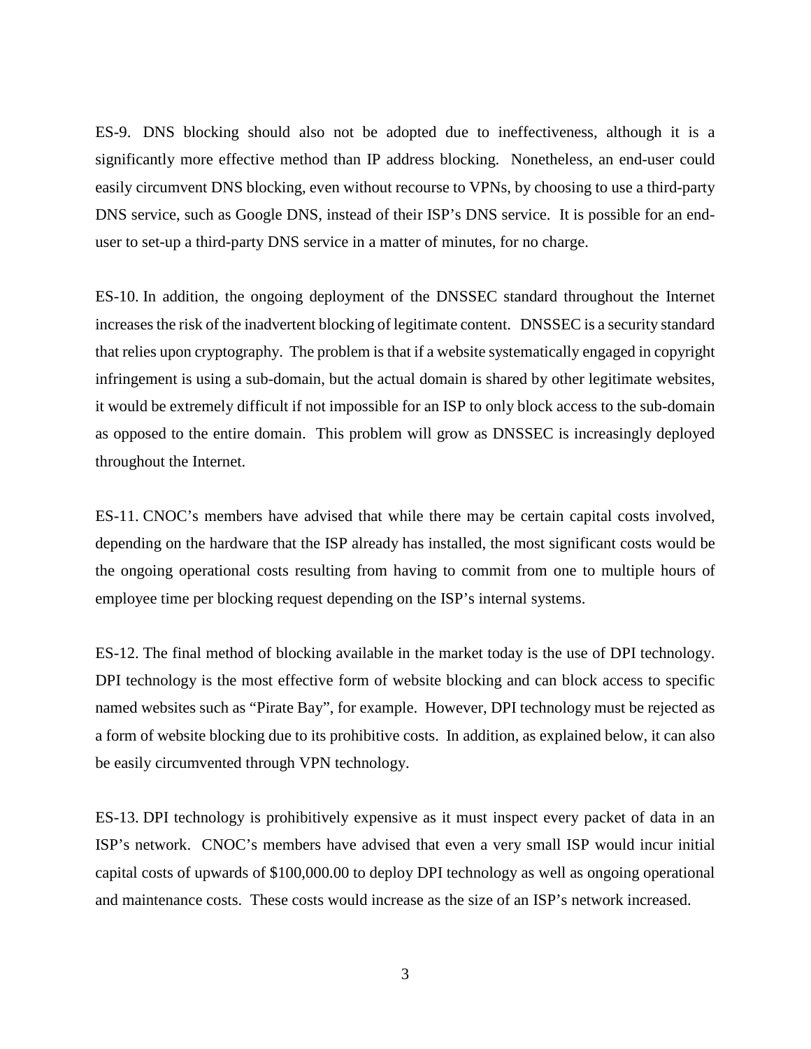ES-9. DNS blocking should also not be adopted due to ineffectiveness, although it is a significantly more effective method than IP address blocking. Nonetheless, an end-user could easily circumvent DNS blocking, even without recourse to VPNs, by choosing to use a third-party DNS service, such as Google DNS, instead of their ISP's DNS service. It is possible for an end-user to set-up a third-party DNS service in a matter of minutes, for no charge.

ES-10. In addition, the ongoing deployment of the DNSSEC standard throughout the Internet increases the risk of the inadvertent blocking of legitimate content. DNSSEC is a security standard that relies upon cryptography. The problem is that if a website systematically engaged in copyright infringement is using a sub-domain, but the actual domain is shared by other legitimate websites, it would be extremely difficult if not impossible for an ISP to only block access to the sub-domain as opposed to the entire domain. This problem will grow as DNSSEC is increasingly deployed throughout the Internet.

ES-11. CNOC's members have advised that while there may be certain capital costs involved, depending on the hardware that the ISP already has installed, the most significant costs would be the ongoing operational costs resulting from having to commit from one to multiple hours of employee time per blocking request depending on the ISP's internal systems.

ES-12. The final method of blocking available in the market today is the use of DPI technology. DPI technology is the most effective form of website blocking and can block access to specific named websites such as "Pirate Bay", for example. However, DPI technology must be rejected as a form of website blocking due to its prohibitive costs. In addition, as explained below, it can also be easily circumvented through VPN technology.

ES-13. DPI technology is prohibitively expensive as it must inspect every packet of data in an ISP's network. CNOC's members have advised that even a very small ISP would incur initial capital costs of upwards of $100,000.00 to deploy DPI technology as well as ongoing operational and maintenance costs. These costs would increase as the size of an ISP's network increased.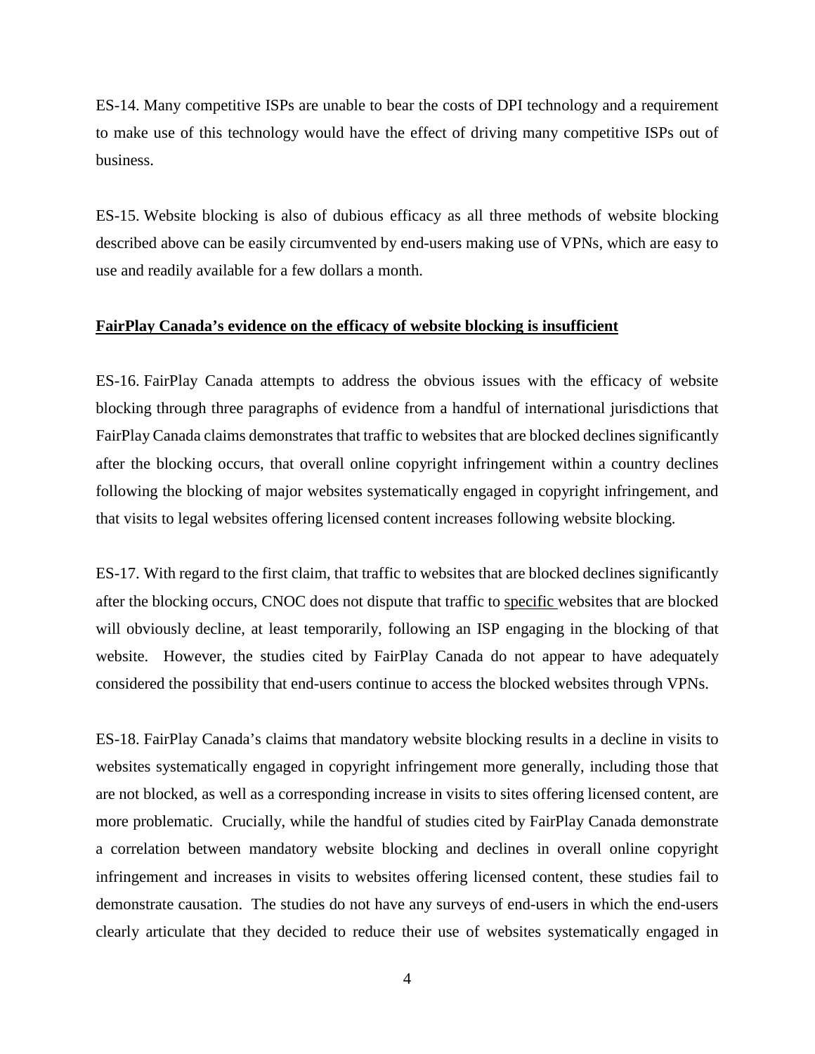ES-14. Many competitive ISPs are unable to bear the costs of DPI technology and a requirement to make use of this technology would have the effect of driving many competitive ISPs out of business.

ES-15. Website blocking is also of dubious efficacy as all three methods of website blocking described above can be easily circumvented by end-users making use of VPNs, which are easy to use and readily available for a few dollars a month.

**FairPlay Canada's evidence on the efficacy of website blocking is insufficient**

ES-16. FairPlay Canada attempts to address the obvious issues with the efficacy of website blocking through three paragraphs of evidence from a handful of international jurisdictions that FairPlay Canada claims demonstrates that traffic to websites that are blocked declines significantly after the blocking occurs, that overall online copyright infringement within a country declines following the blocking of major websites systematically engaged in copyright infringement, and that visits to legal websites offering licensed content increases following website blocking.

ES-17. With regard to the first claim, that traffic to websites that are blocked declines significantly after the blocking occurs, CNOC does not dispute that traffic to <u>specific</u> websites that are blocked will obviously decline, at least temporarily, following an ISP engaging in the blocking of that website. However, the studies cited by FairPlay Canada do not appear to have adequately considered the possibility that end-users continue to access the blocked websites through VPNs.

ES-18. FairPlay Canada's claims that mandatory website blocking results in a decline in visits to websites systematically engaged in copyright infringement more generally, including those that are not blocked, as well as a corresponding increase in visits to sites offering licensed content, are more problematic. Crucially, while the handful of studies cited by FairPlay Canada demonstrate a correlation between mandatory website blocking and declines in overall online copyright infringement and increases in visits to websites offering licensed content, these studies fail to demonstrate causation. The studies do not have any surveys of end-users in which the end-users clearly articulate that they decided to reduce their use of websites systematically engaged in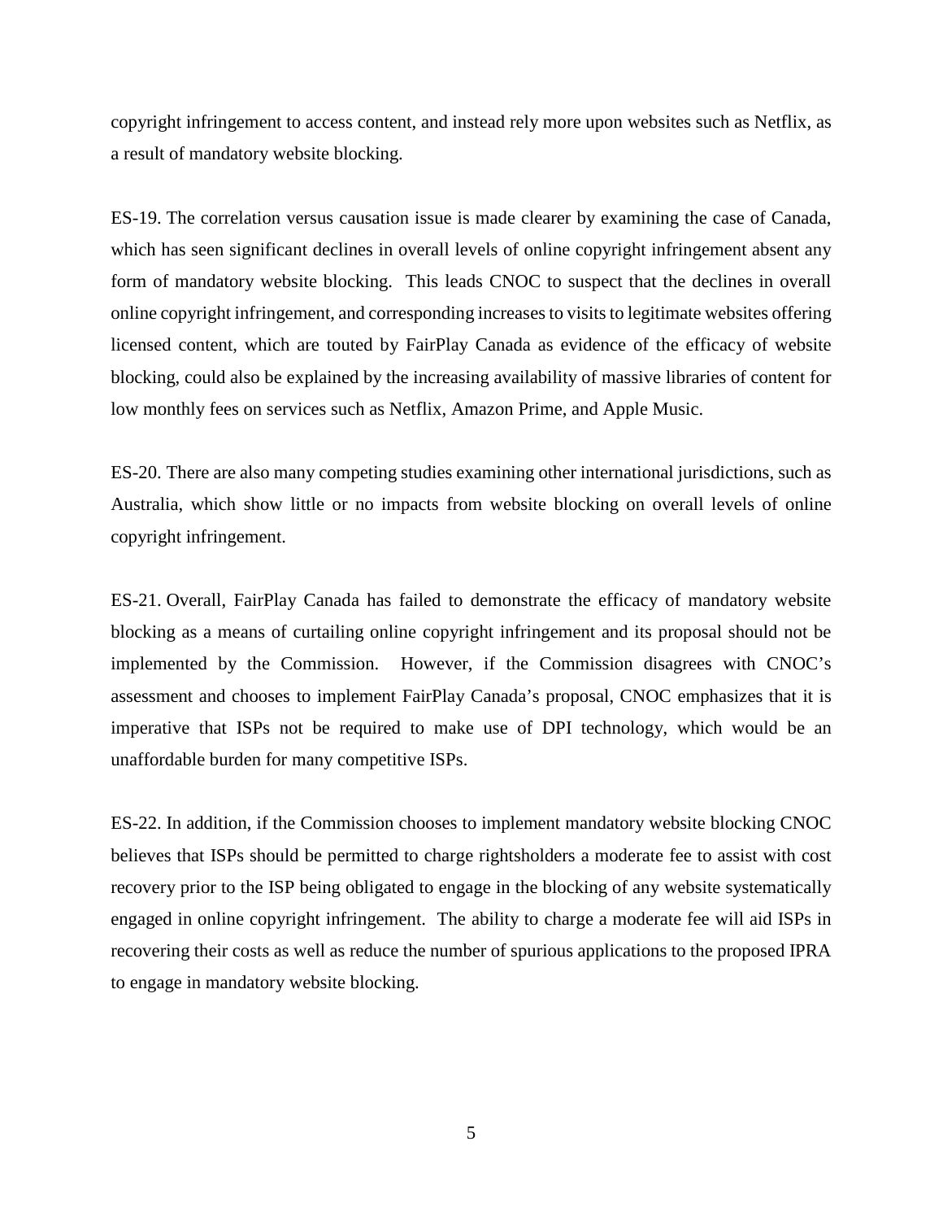copyright infringement to access content, and instead rely more upon websites such as Netflix, as a result of mandatory website blocking.

ES-19. The correlation versus causation issue is made clearer by examining the case of Canada, which has seen significant declines in overall levels of online copyright infringement absent any form of mandatory website blocking. This leads CNOC to suspect that the declines in overall online copyright infringement, and corresponding increases to visits to legitimate websites offering licensed content, which are touted by FairPlay Canada as evidence of the efficacy of website blocking, could also be explained by the increasing availability of massive libraries of content for low monthly fees on services such as Netflix, Amazon Prime, and Apple Music.

ES-20. There are also many competing studies examining other international jurisdictions, such as Australia, which show little or no impacts from website blocking on overall levels of online copyright infringement.

ES-21. Overall, FairPlay Canada has failed to demonstrate the efficacy of mandatory website blocking as a means of curtailing online copyright infringement and its proposal should not be implemented by the Commission. However, if the Commission disagrees with CNOC's assessment and chooses to implement FairPlay Canada's proposal, CNOC emphasizes that it is imperative that ISPs not be required to make use of DPI technology, which would be an unaffordable burden for many competitive ISPs.

ES-22. In addition, if the Commission chooses to implement mandatory website blocking CNOC believes that ISPs should be permitted to charge rightsholders a moderate fee to assist with cost recovery prior to the ISP being obligated to engage in the blocking of any website systematically engaged in online copyright infringement. The ability to charge a moderate fee will aid ISPs in recovering their costs as well as reduce the number of spurious applications to the proposed IPRA to engage in mandatory website blocking.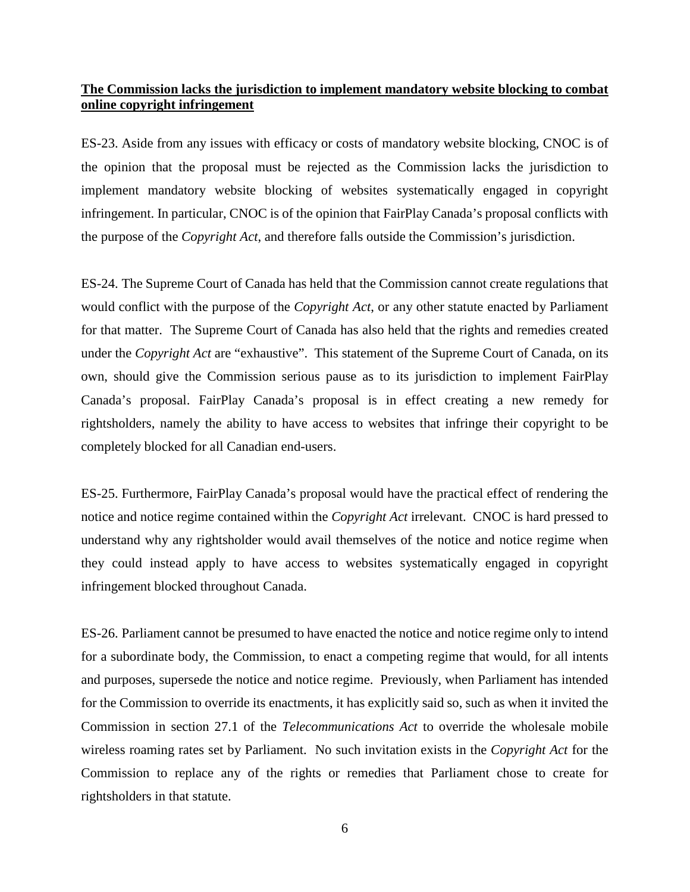**The Commission lacks the jurisdiction to implement mandatory website blocking to combat online copyright infringement**

ES-23. Aside from any issues with efficacy or costs of mandatory website blocking, CNOC is of the opinion that the proposal must be rejected as the Commission lacks the jurisdiction to implement mandatory website blocking of websites systematically engaged in copyright infringement. In particular, CNOC is of the opinion that FairPlay Canada's proposal conflicts with the purpose of the *Copyright Act*, and therefore falls outside the Commission's jurisdiction.

ES-24. The Supreme Court of Canada has held that the Commission cannot create regulations that would conflict with the purpose of the *Copyright Act*, or any other statute enacted by Parliament for that matter. The Supreme Court of Canada has also held that the rights and remedies created under the *Copyright Act* are "exhaustive". This statement of the Supreme Court of Canada, on its own, should give the Commission serious pause as to its jurisdiction to implement FairPlay Canada's proposal. FairPlay Canada's proposal is in effect creating a new remedy for rightsholders, namely the ability to have access to websites that infringe their copyright to be completely blocked for all Canadian end-users.

ES-25. Furthermore, FairPlay Canada's proposal would have the practical effect of rendering the notice and notice regime contained within the *Copyright Act* irrelevant. CNOC is hard pressed to understand why any rightsholder would avail themselves of the notice and notice regime when they could instead apply to have access to websites systematically engaged in copyright infringement blocked throughout Canada.

ES-26. Parliament cannot be presumed to have enacted the notice and notice regime only to intend for a subordinate body, the Commission, to enact a competing regime that would, for all intents and purposes, supersede the notice and notice regime. Previously, when Parliament has intended for the Commission to override its enactments, it has explicitly said so, such as when it invited the Commission in section 27.1 of the *Telecommunications Act* to override the wholesale mobile wireless roaming rates set by Parliament. No such invitation exists in the *Copyright Act* for the Commission to replace any of the rights or remedies that Parliament chose to create for rightsholders in that statute.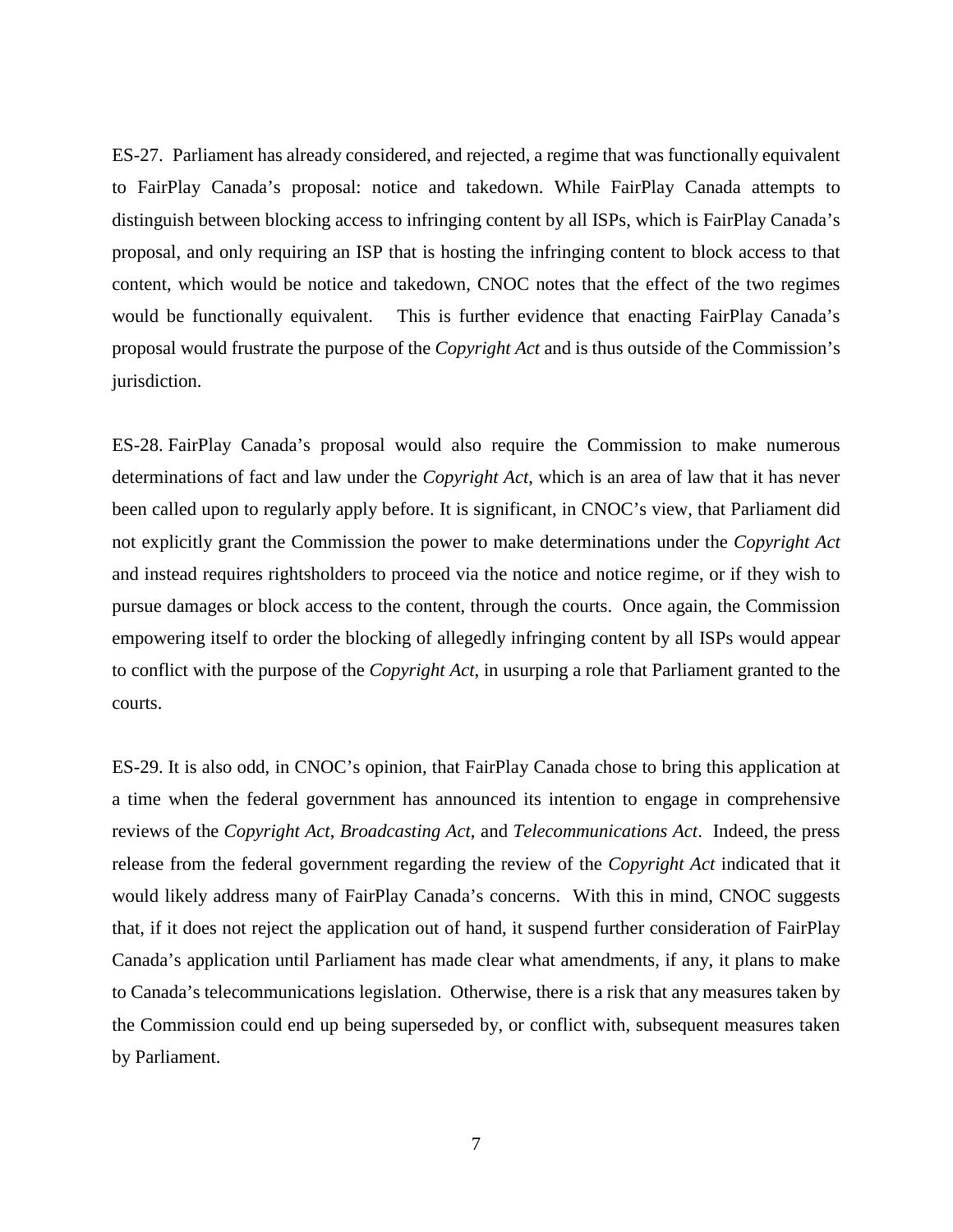ES-27. Parliament has already considered, and rejected, a regime that was functionally equivalent to FairPlay Canada's proposal: notice and takedown. While FairPlay Canada attempts to distinguish between blocking access to infringing content by all ISPs, which is FairPlay Canada's proposal, and only requiring an ISP that is hosting the infringing content to block access to that content, which would be notice and takedown, CNOC notes that the effect of the two regimes would be functionally equivalent. This is further evidence that enacting FairPlay Canada's proposal would frustrate the purpose of the *Copyright Act* and is thus outside of the Commission's jurisdiction.

ES-28. FairPlay Canada's proposal would also require the Commission to make numerous determinations of fact and law under the *Copyright Act*, which is an area of law that it has never been called upon to regularly apply before. It is significant, in CNOC's view, that Parliament did not explicitly grant the Commission the power to make determinations under the *Copyright Act* and instead requires rightsholders to proceed via the notice and notice regime, or if they wish to pursue damages or block access to the content, through the courts. Once again, the Commission empowering itself to order the blocking of allegedly infringing content by all ISPs would appear to conflict with the purpose of the *Copyright Act*, in usurping a role that Parliament granted to the courts.

ES-29. It is also odd, in CNOC's opinion, that FairPlay Canada chose to bring this application at a time when the federal government has announced its intention to engage in comprehensive reviews of the *Copyright Act*, *Broadcasting Act*, and *Telecommunications Act*. Indeed, the press release from the federal government regarding the review of the *Copyright Act* indicated that it would likely address many of FairPlay Canada's concerns. With this in mind, CNOC suggests that, if it does not reject the application out of hand, it suspend further consideration of FairPlay Canada's application until Parliament has made clear what amendments, if any, it plans to make to Canada's telecommunications legislation. Otherwise, there is a risk that any measures taken by the Commission could end up being superseded by, or conflict with, subsequent measures taken by Parliament.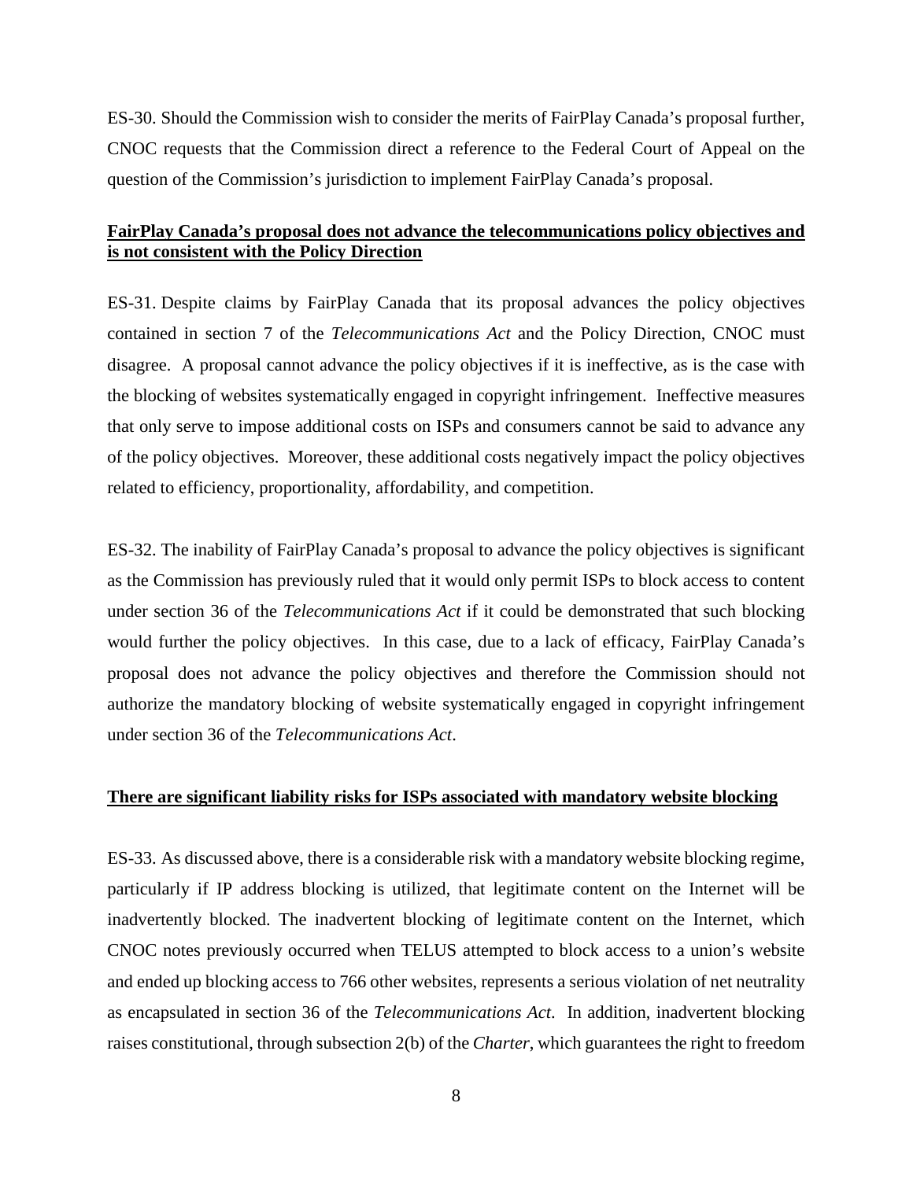ES-30. Should the Commission wish to consider the merits of FairPlay Canada's proposal further, CNOC requests that the Commission direct a reference to the Federal Court of Appeal on the question of the Commission's jurisdiction to implement FairPlay Canada's proposal.

**FairPlay Canada's proposal does not advance the telecommunications policy objectives and is not consistent with the Policy Direction**

ES-31. Despite claims by FairPlay Canada that its proposal advances the policy objectives contained in section 7 of the *Telecommunications Act* and the Policy Direction, CNOC must disagree. A proposal cannot advance the policy objectives if it is ineffective, as is the case with the blocking of websites systematically engaged in copyright infringement. Ineffective measures that only serve to impose additional costs on ISPs and consumers cannot be said to advance any of the policy objectives. Moreover, these additional costs negatively impact the policy objectives related to efficiency, proportionality, affordability, and competition.

ES-32. The inability of FairPlay Canada's proposal to advance the policy objectives is significant as the Commission has previously ruled that it would only permit ISPs to block access to content under section 36 of the *Telecommunications Act* if it could be demonstrated that such blocking would further the policy objectives. In this case, due to a lack of efficacy, FairPlay Canada's proposal does not advance the policy objectives and therefore the Commission should not authorize the mandatory blocking of website systematically engaged in copyright infringement under section 36 of the *Telecommunications Act*.

**There are significant liability risks for ISPs associated with mandatory website blocking**

ES-33. As discussed above, there is a considerable risk with a mandatory website blocking regime, particularly if IP address blocking is utilized, that legitimate content on the Internet will be inadvertently blocked. The inadvertent blocking of legitimate content on the Internet, which CNOC notes previously occurred when TELUS attempted to block access to a union's website and ended up blocking access to 766 other websites, represents a serious violation of net neutrality as encapsulated in section 36 of the *Telecommunications Act*. In addition, inadvertent blocking raises constitutional, through subsection 2(b) of the *Charter*, which guarantees the right to freedom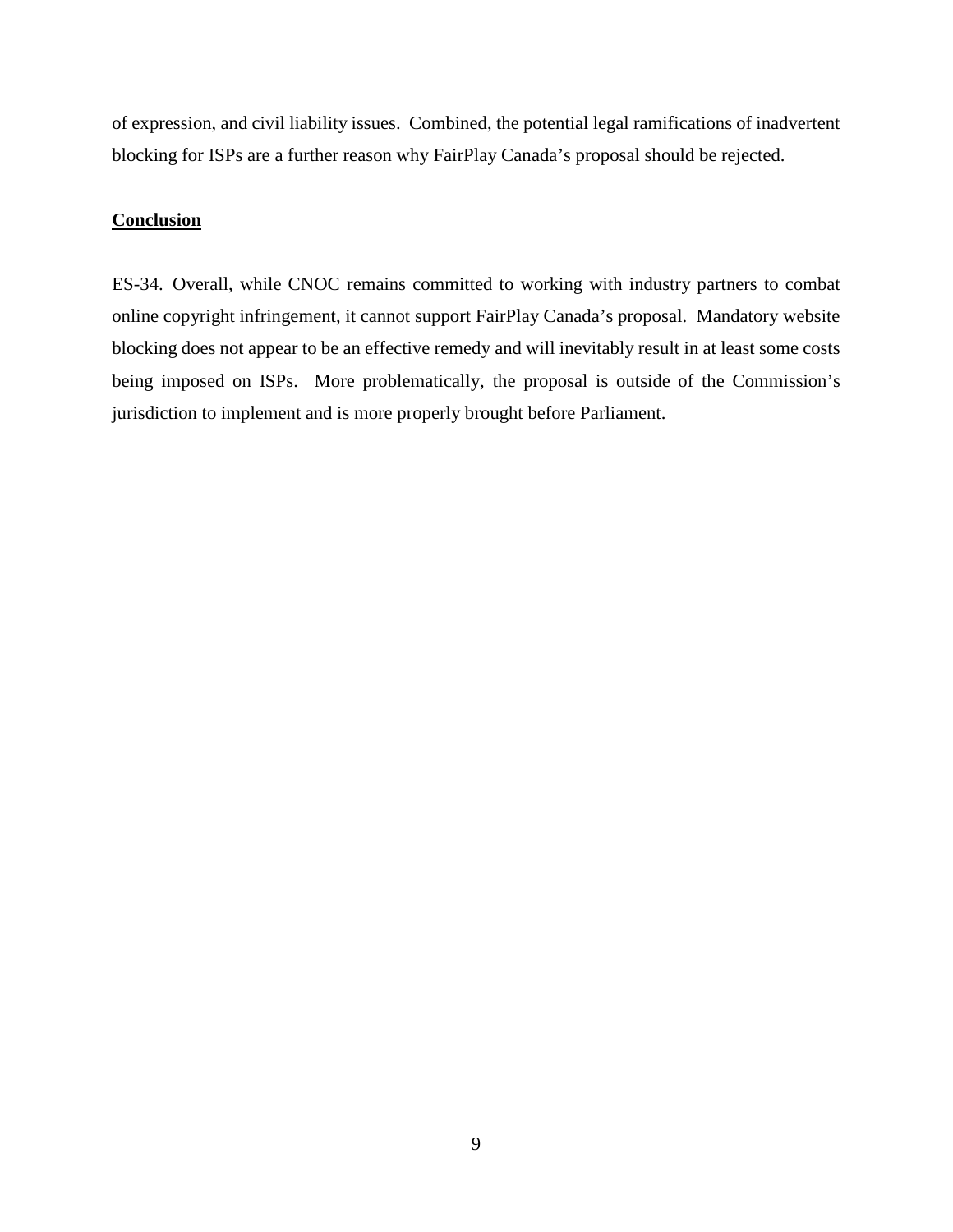of expression, and civil liability issues. Combined, the potential legal ramifications of inadvertent blocking for ISPs are a further reason why FairPlay Canada's proposal should be rejected.

**Conclusion**

ES-34. Overall, while CNOC remains committed to working with industry partners to combat online copyright infringement, it cannot support FairPlay Canada's proposal. Mandatory website blocking does not appear to be an effective remedy and will inevitably result in at least some costs being imposed on ISPs. More problematically, the proposal is outside of the Commission's jurisdiction to implement and is more properly brought before Parliament.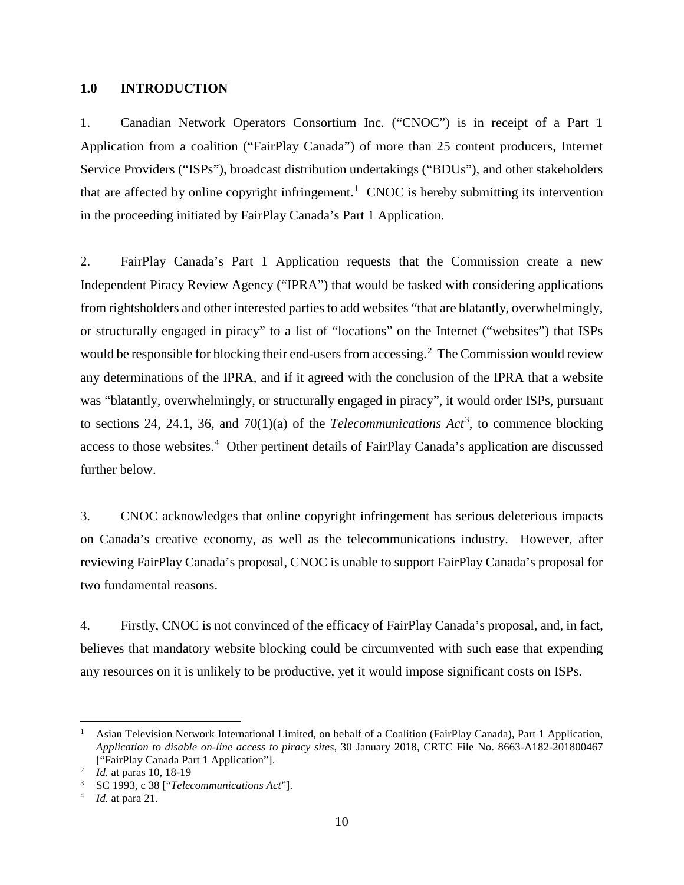## 1.0 INTRODUCTION

1. Canadian Network Operators Consortium Inc. ("CNOC") is in receipt of a Part 1 Application from a coalition ("FairPlay Canada") of more than 25 content producers, Internet Service Providers ("ISPs"), broadcast distribution undertakings ("BDUs"), and other stakeholders that are affected by online copyright infringement.[1] CNOC is hereby submitting its intervention in the proceeding initiated by FairPlay Canada's Part 1 Application.

2. FairPlay Canada's Part 1 Application requests that the Commission create a new Independent Piracy Review Agency ("IPRA") that would be tasked with considering applications from rightsholders and other interested parties to add websites "that are blatantly, overwhelmingly, or structurally engaged in piracy" to a list of "locations" on the Internet ("websites") that ISPs would be responsible for blocking their end-users from accessing.[2] The Commission would review any determinations of the IPRA, and if it agreed with the conclusion of the IPRA that a website was "blatantly, overwhelmingly, or structurally engaged in piracy", it would order ISPs, pursuant to sections 24, 24.1, 36, and 70(1)(a) of the *Telecommunications Act*[3], to commence blocking access to those websites.[4] Other pertinent details of FairPlay Canada's application are discussed further below.

3. CNOC acknowledges that online copyright infringement has serious deleterious impacts on Canada's creative economy, as well as the telecommunications industry. However, after reviewing FairPlay Canada's proposal, CNOC is unable to support FairPlay Canada's proposal for two fundamental reasons.

4. Firstly, CNOC is not convinced of the efficacy of FairPlay Canada's proposal, and, in fact, believes that mandatory website blocking could be circumvented with such ease that expending any resources on it is unlikely to be productive, yet it would impose significant costs on ISPs.

---

[1] Asian Television Network International Limited, on behalf of a Coalition (FairPlay Canada), Part 1 Application, *Application to disable on-line access to piracy sites*, 30 January 2018, CRTC File No. 8663-A182-201800467 ["FairPlay Canada Part 1 Application"].

[2] *Id.* at paras 10, 18-19

[3] SC 1993, c 38 ["*Telecommunications Act*"].

[4] *Id.* at para 21.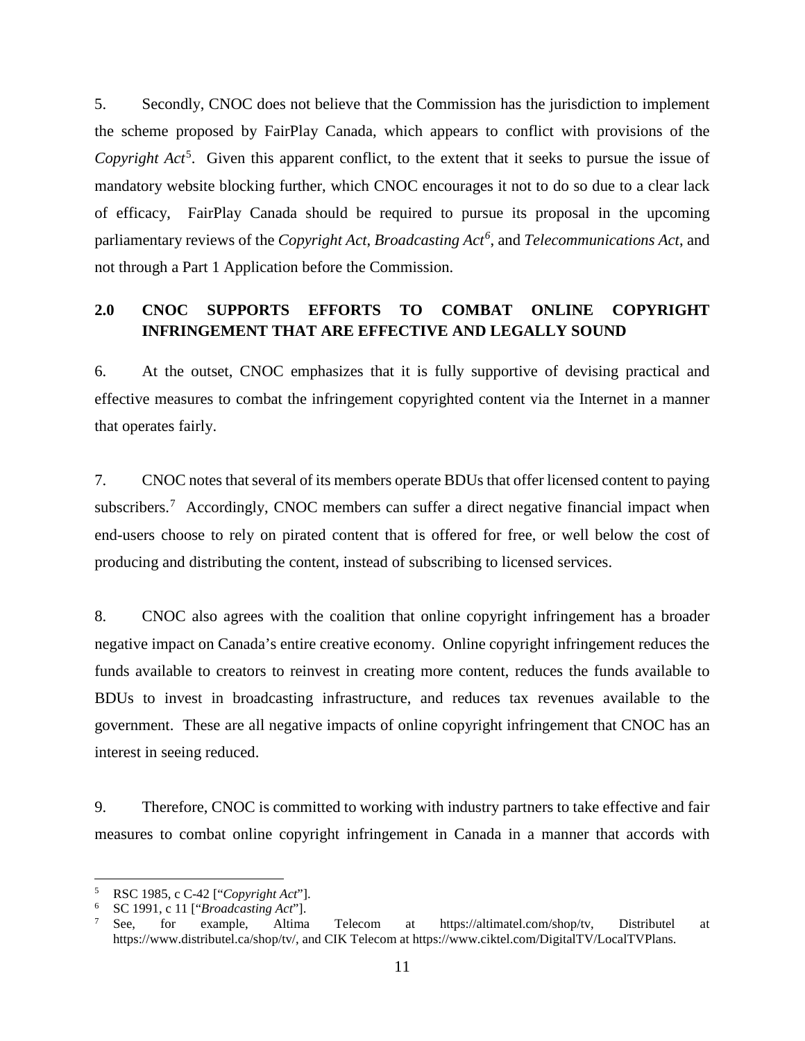5. Secondly, CNOC does not believe that the Commission has the jurisdiction to implement the scheme proposed by FairPlay Canada, which appears to conflict with provisions of the *Copyright Act*[5]. Given this apparent conflict, to the extent that it seeks to pursue the issue of mandatory website blocking further, which CNOC encourages it not to do so due to a clear lack of efficacy, FairPlay Canada should be required to pursue its proposal in the upcoming parliamentary reviews of the *Copyright Act*, *Broadcasting Act*[6], and *Telecommunications Act*, and not through a Part 1 Application before the Commission.

## 2.0 CNOC SUPPORTS EFFORTS TO COMBAT ONLINE COPYRIGHT INFRINGEMENT THAT ARE EFFECTIVE AND LEGALLY SOUND

6. At the outset, CNOC emphasizes that it is fully supportive of devising practical and effective measures to combat the infringement copyrighted content via the Internet in a manner that operates fairly.

7. CNOC notes that several of its members operate BDUs that offer licensed content to paying subscribers.[7] Accordingly, CNOC members can suffer a direct negative financial impact when end-users choose to rely on pirated content that is offered for free, or well below the cost of producing and distributing the content, instead of subscribing to licensed services.

8. CNOC also agrees with the coalition that online copyright infringement has a broader negative impact on Canada's entire creative economy. Online copyright infringement reduces the funds available to creators to reinvest in creating more content, reduces the funds available to BDUs to invest in broadcasting infrastructure, and reduces tax revenues available to the government. These are all negative impacts of online copyright infringement that CNOC has an interest in seeing reduced.

9. Therefore, CNOC is committed to working with industry partners to take effective and fair measures to combat online copyright infringement in Canada in a manner that accords with

---

[5] RSC 1985, c C-42 ["*Copyright Act*"].

[6] SC 1991, c 11 ["*Broadcasting Act*"].

[7] See, for example, Altima Telecom at https://altimatel.com/shop/tv, Distributel at https://www.distributel.ca/shop/tv/, and CIK Telecom at https://www.ciktel.com/DigitalTV/LocalTVPlans.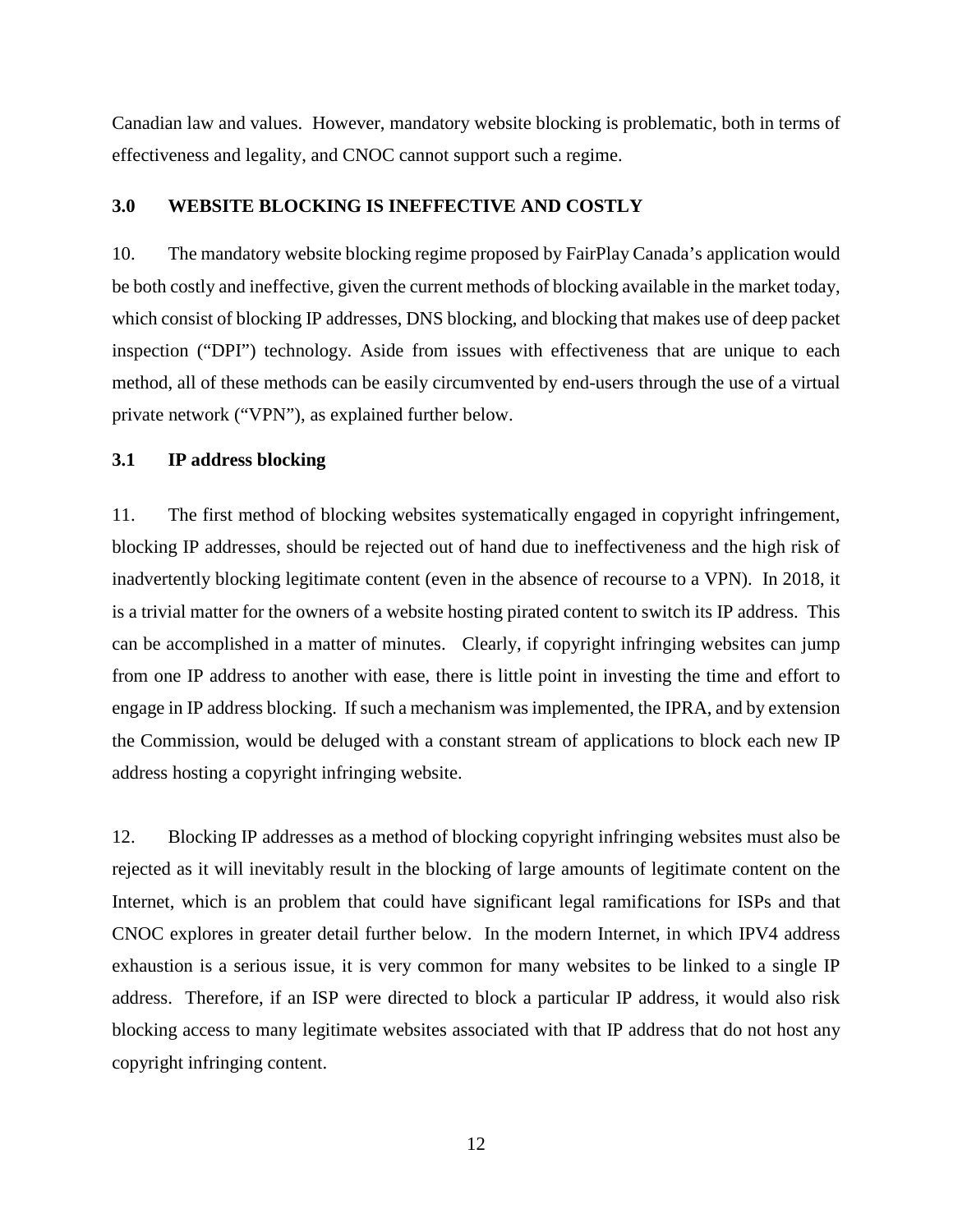Canadian law and values. However, mandatory website blocking is problematic, both in terms of effectiveness and legality, and CNOC cannot support such a regime.

## 3.0 WEBSITE BLOCKING IS INEFFECTIVE AND COSTLY

10. The mandatory website blocking regime proposed by FairPlay Canada's application would be both costly and ineffective, given the current methods of blocking available in the market today, which consist of blocking IP addresses, DNS blocking, and blocking that makes use of deep packet inspection ("DPI") technology. Aside from issues with effectiveness that are unique to each method, all of these methods can be easily circumvented by end-users through the use of a virtual private network ("VPN"), as explained further below.

### 3.1 IP address blocking

11. The first method of blocking websites systematically engaged in copyright infringement, blocking IP addresses, should be rejected out of hand due to ineffectiveness and the high risk of inadvertently blocking legitimate content (even in the absence of recourse to a VPN). In 2018, it is a trivial matter for the owners of a website hosting pirated content to switch its IP address. This can be accomplished in a matter of minutes. Clearly, if copyright infringing websites can jump from one IP address to another with ease, there is little point in investing the time and effort to engage in IP address blocking. If such a mechanism was implemented, the IPRA, and by extension the Commission, would be deluged with a constant stream of applications to block each new IP address hosting a copyright infringing website.

12. Blocking IP addresses as a method of blocking copyright infringing websites must also be rejected as it will inevitably result in the blocking of large amounts of legitimate content on the Internet, which is an problem that could have significant legal ramifications for ISPs and that CNOC explores in greater detail further below. In the modern Internet, in which IPV4 address exhaustion is a serious issue, it is very common for many websites to be linked to a single IP address. Therefore, if an ISP were directed to block a particular IP address, it would also risk blocking access to many legitimate websites associated with that IP address that do not host any copyright infringing content.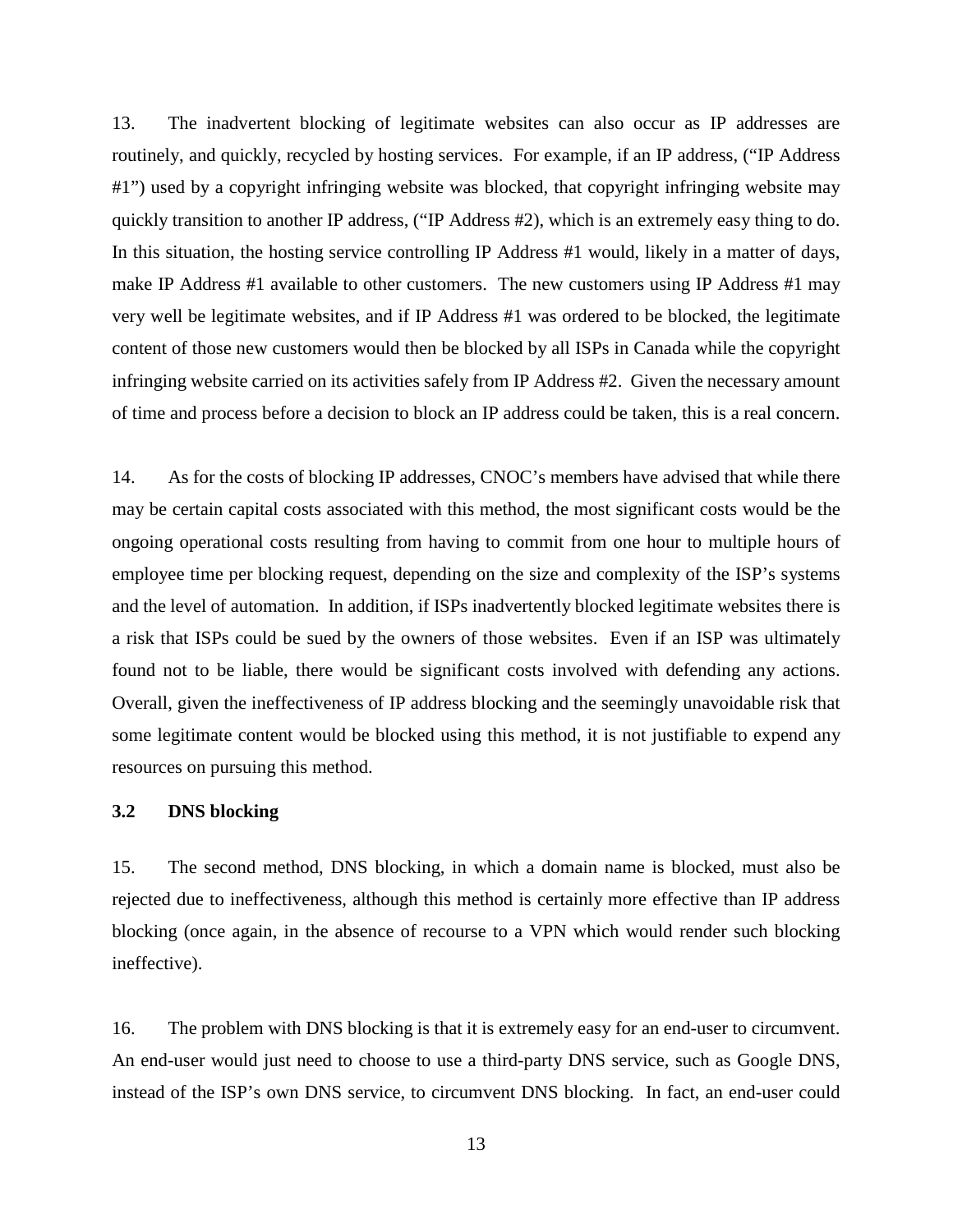13. The inadvertent blocking of legitimate websites can also occur as IP addresses are routinely, and quickly, recycled by hosting services. For example, if an IP address, ("IP Address #1") used by a copyright infringing website was blocked, that copyright infringing website may quickly transition to another IP address, ("IP Address #2), which is an extremely easy thing to do. In this situation, the hosting service controlling IP Address #1 would, likely in a matter of days, make IP Address #1 available to other customers. The new customers using IP Address #1 may very well be legitimate websites, and if IP Address #1 was ordered to be blocked, the legitimate content of those new customers would then be blocked by all ISPs in Canada while the copyright infringing website carried on its activities safely from IP Address #2. Given the necessary amount of time and process before a decision to block an IP address could be taken, this is a real concern.

14. As for the costs of blocking IP addresses, CNOC's members have advised that while there may be certain capital costs associated with this method, the most significant costs would be the ongoing operational costs resulting from having to commit from one hour to multiple hours of employee time per blocking request, depending on the size and complexity of the ISP's systems and the level of automation. In addition, if ISPs inadvertently blocked legitimate websites there is a risk that ISPs could be sued by the owners of those websites. Even if an ISP was ultimately found not to be liable, there would be significant costs involved with defending any actions. Overall, given the ineffectiveness of IP address blocking and the seemingly unavoidable risk that some legitimate content would be blocked using this method, it is not justifiable to expend any resources on pursuing this method.

### 3.2 DNS blocking

15. The second method, DNS blocking, in which a domain name is blocked, must also be rejected due to ineffectiveness, although this method is certainly more effective than IP address blocking (once again, in the absence of recourse to a VPN which would render such blocking ineffective).

16. The problem with DNS blocking is that it is extremely easy for an end-user to circumvent. An end-user would just need to choose to use a third-party DNS service, such as Google DNS, instead of the ISP's own DNS service, to circumvent DNS blocking. In fact, an end-user could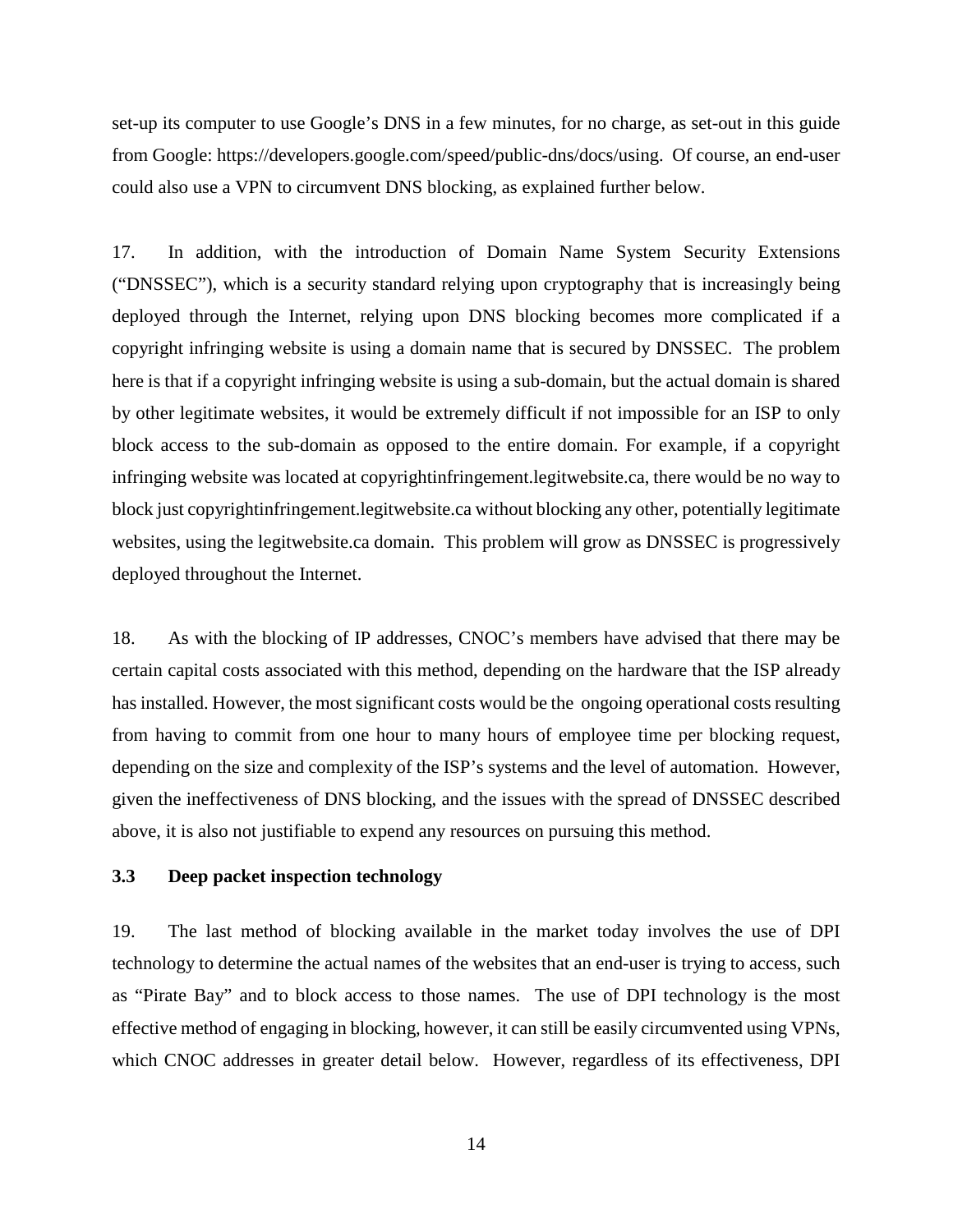set-up its computer to use Google's DNS in a few minutes, for no charge, as set-out in this guide from Google: https://developers.google.com/speed/public-dns/docs/using. Of course, an end-user could also use a VPN to circumvent DNS blocking, as explained further below.

17. In addition, with the introduction of Domain Name System Security Extensions ("DNSSEC"), which is a security standard relying upon cryptography that is increasingly being deployed through the Internet, relying upon DNS blocking becomes more complicated if a copyright infringing website is using a domain name that is secured by DNSSEC. The problem here is that if a copyright infringing website is using a sub-domain, but the actual domain is shared by other legitimate websites, it would be extremely difficult if not impossible for an ISP to only block access to the sub-domain as opposed to the entire domain. For example, if a copyright infringing website was located at copyrightinfringement.legitwebsite.ca, there would be no way to block just copyrightinfringement.legitwebsite.ca without blocking any other, potentially legitimate websites, using the legitwebsite.ca domain. This problem will grow as DNSSEC is progressively deployed throughout the Internet.

18. As with the blocking of IP addresses, CNOC's members have advised that there may be certain capital costs associated with this method, depending on the hardware that the ISP already has installed. However, the most significant costs would be the ongoing operational costs resulting from having to commit from one hour to many hours of employee time per blocking request, depending on the size and complexity of the ISP's systems and the level of automation. However, given the ineffectiveness of DNS blocking, and the issues with the spread of DNSSEC described above, it is also not justifiable to expend any resources on pursuing this method.

### 3.3 Deep packet inspection technology

19. The last method of blocking available in the market today involves the use of DPI technology to determine the actual names of the websites that an end-user is trying to access, such as "Pirate Bay" and to block access to those names. The use of DPI technology is the most effective method of engaging in blocking, however, it can still be easily circumvented using VPNs, which CNOC addresses in greater detail below. However, regardless of its effectiveness, DPI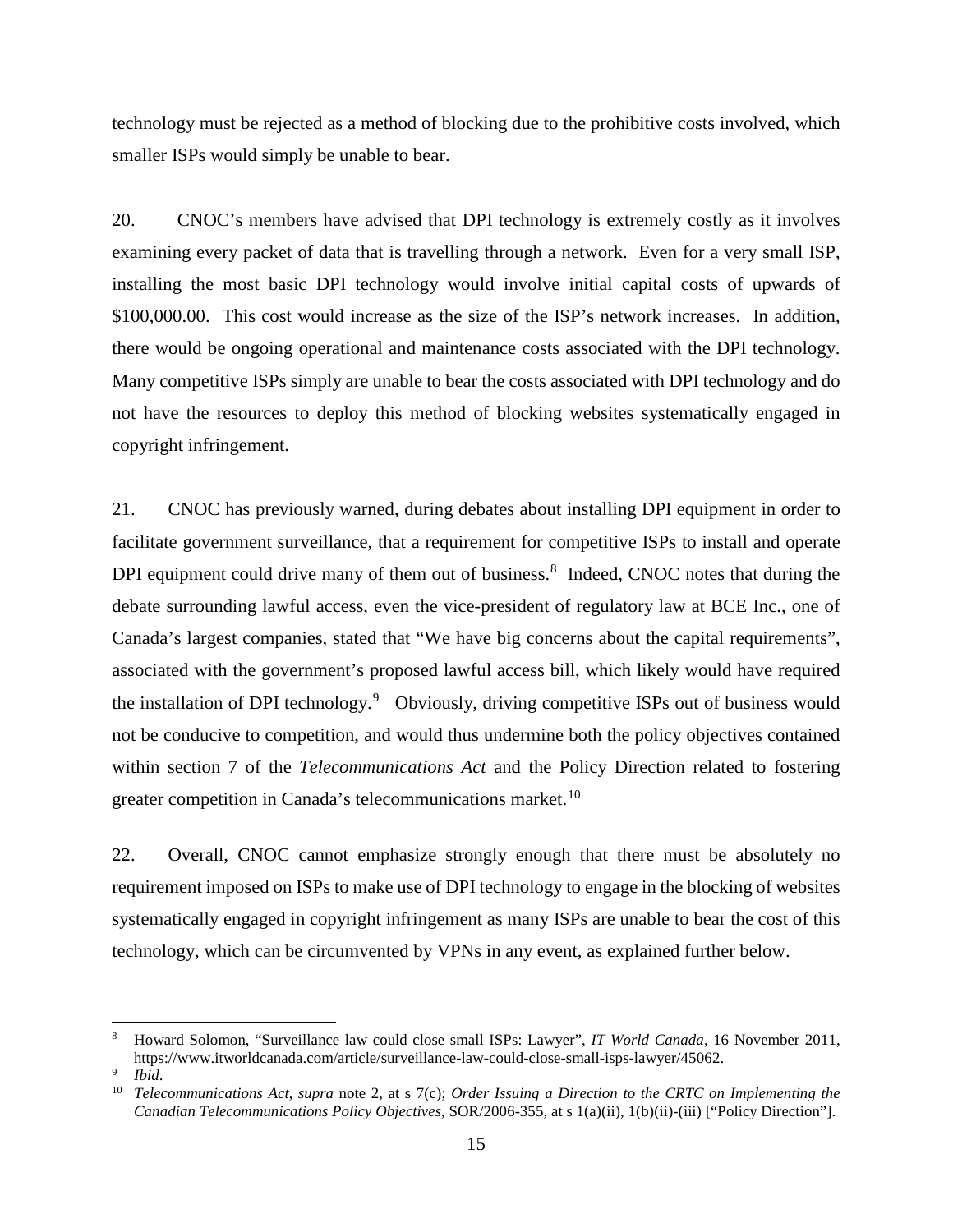technology must be rejected as a method of blocking due to the prohibitive costs involved, which smaller ISPs would simply be unable to bear.

20. CNOC's members have advised that DPI technology is extremely costly as it involves examining every packet of data that is travelling through a network. Even for a very small ISP, installing the most basic DPI technology would involve initial capital costs of upwards of $100,000.00. This cost would increase as the size of the ISP's network increases. In addition, there would be ongoing operational and maintenance costs associated with the DPI technology. Many competitive ISPs simply are unable to bear the costs associated with DPI technology and do not have the resources to deploy this method of blocking websites systematically engaged in copyright infringement.

21. CNOC has previously warned, during debates about installing DPI equipment in order to facilitate government surveillance, that a requirement for competitive ISPs to install and operate DPI equipment could drive many of them out of business.[8] Indeed, CNOC notes that during the debate surrounding lawful access, even the vice-president of regulatory law at BCE Inc., one of Canada's largest companies, stated that "We have big concerns about the capital requirements", associated with the government's proposed lawful access bill, which likely would have required the installation of DPI technology.[9] Obviously, driving competitive ISPs out of business would not be conducive to competition, and would thus undermine both the policy objectives contained within section 7 of the *Telecommunications Act* and the Policy Direction related to fostering greater competition in Canada's telecommunications market.[10]

22. Overall, CNOC cannot emphasize strongly enough that there must be absolutely no requirement imposed on ISPs to make use of DPI technology to engage in the blocking of websites systematically engaged in copyright infringement as many ISPs are unable to bear the cost of this technology, which can be circumvented by VPNs in any event, as explained further below.

---

[8] Howard Solomon, "Surveillance law could close small ISPs: Lawyer", *IT World Canada*, 16 November 2011, https://www.itworldcanada.com/article/surveillance-law-could-close-small-isps-lawyer/45062.

[9] *Ibid*.

[10] *Telecommunications Act*, *supra* note 2, at s 7(c); *Order Issuing a Direction to the CRTC on Implementing the Canadian Telecommunications Policy Objectives*, SOR/2006-355, at s 1(a)(ii), 1(b)(ii)-(iii) ["Policy Direction"].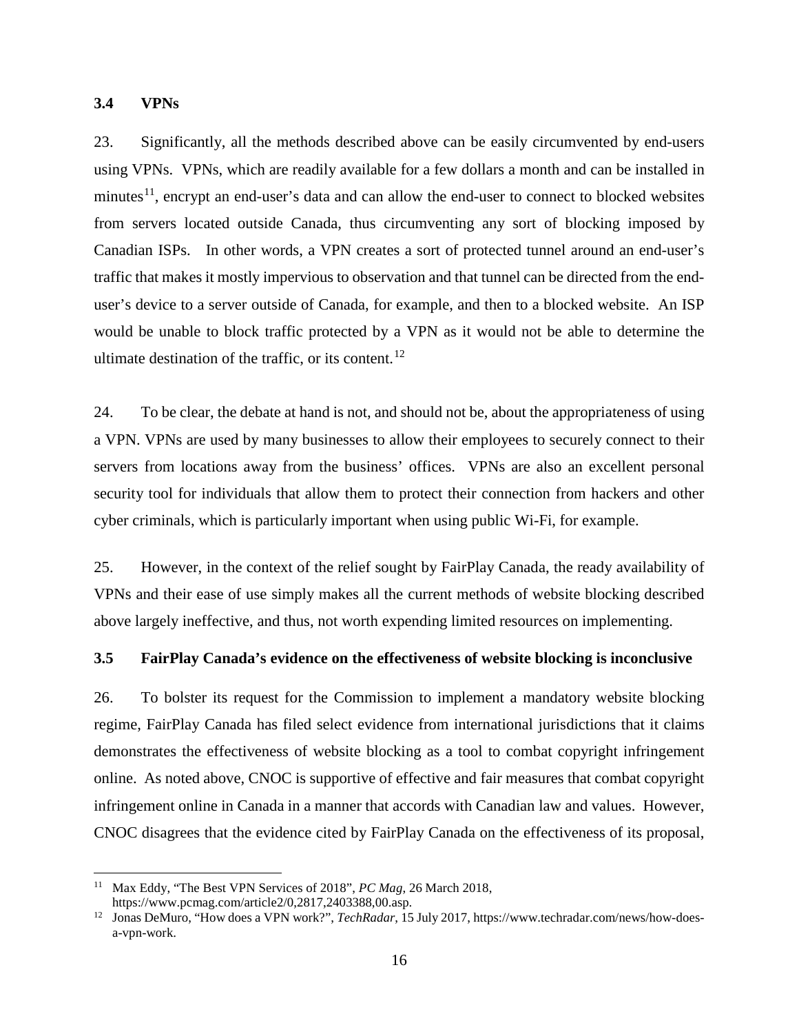### 3.4 VPNs

23. Significantly, all the methods described above can be easily circumvented by end-users using VPNs. VPNs, which are readily available for a few dollars a month and can be installed in minutes[11], encrypt an end-user's data and can allow the end-user to connect to blocked websites from servers located outside Canada, thus circumventing any sort of blocking imposed by Canadian ISPs. In other words, a VPN creates a sort of protected tunnel around an end-user's traffic that makes it mostly impervious to observation and that tunnel can be directed from the end-user's device to a server outside of Canada, for example, and then to a blocked website. An ISP would be unable to block traffic protected by a VPN as it would not be able to determine the ultimate destination of the traffic, or its content.[12]

24. To be clear, the debate at hand is not, and should not be, about the appropriateness of using a VPN. VPNs are used by many businesses to allow their employees to securely connect to their servers from locations away from the business' offices. VPNs are also an excellent personal security tool for individuals that allow them to protect their connection from hackers and other cyber criminals, which is particularly important when using public Wi-Fi, for example.

25. However, in the context of the relief sought by FairPlay Canada, the ready availability of VPNs and their ease of use simply makes all the current methods of website blocking described above largely ineffective, and thus, not worth expending limited resources on implementing.

### 3.5 FairPlay Canada's evidence on the effectiveness of website blocking is inconclusive

26. To bolster its request for the Commission to implement a mandatory website blocking regime, FairPlay Canada has filed select evidence from international jurisdictions that it claims demonstrates the effectiveness of website blocking as a tool to combat copyright infringement online. As noted above, CNOC is supportive of effective and fair measures that combat copyright infringement online in Canada in a manner that accords with Canadian law and values. However, CNOC disagrees that the evidence cited by FairPlay Canada on the effectiveness of its proposal,

---

[11] Max Eddy, "The Best VPN Services of 2018", *PC Mag*, 26 March 2018, https://www.pcmag.com/article2/0,2817,2403388,00.asp.

[12] Jonas DeMuro, "How does a VPN work?", *TechRadar*, 15 July 2017, https://www.techradar.com/news/how-does-a-vpn-work.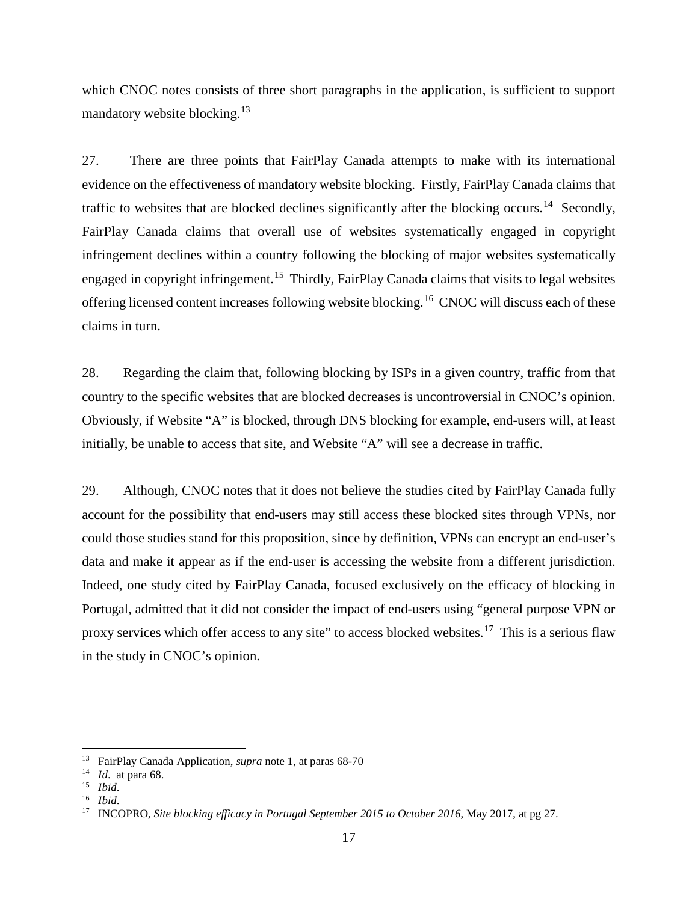which CNOC notes consists of three short paragraphs in the application, is sufficient to support mandatory website blocking.[13]

27. There are three points that FairPlay Canada attempts to make with its international evidence on the effectiveness of mandatory website blocking. Firstly, FairPlay Canada claims that traffic to websites that are blocked declines significantly after the blocking occurs.[14] Secondly, FairPlay Canada claims that overall use of websites systematically engaged in copyright infringement declines within a country following the blocking of major websites systematically engaged in copyright infringement.[15] Thirdly, FairPlay Canada claims that visits to legal websites offering licensed content increases following website blocking.[16] CNOC will discuss each of these claims in turn.

28. Regarding the claim that, following blocking by ISPs in a given country, traffic from that country to the <u>specific</u> websites that are blocked decreases is uncontroversial in CNOC's opinion. Obviously, if Website "A" is blocked, through DNS blocking for example, end-users will, at least initially, be unable to access that site, and Website "A" will see a decrease in traffic.

29. Although, CNOC notes that it does not believe the studies cited by FairPlay Canada fully account for the possibility that end-users may still access these blocked sites through VPNs, nor could those studies stand for this proposition, since by definition, VPNs can encrypt an end-user's data and make it appear as if the end-user is accessing the website from a different jurisdiction. Indeed, one study cited by FairPlay Canada, focused exclusively on the efficacy of blocking in Portugal, admitted that it did not consider the impact of end-users using "general purpose VPN or proxy services which offer access to any site" to access blocked websites.[17] This is a serious flaw in the study in CNOC's opinion.

---

[13] FairPlay Canada Application, *supra* note 1, at paras 68-70

[14] *Id*. at para 68.

[15] *Ibid*.

[16] *Ibid*.

[17] INCOPRO, *Site blocking efficacy in Portugal September 2015 to October 2016*, May 2017, at pg 27.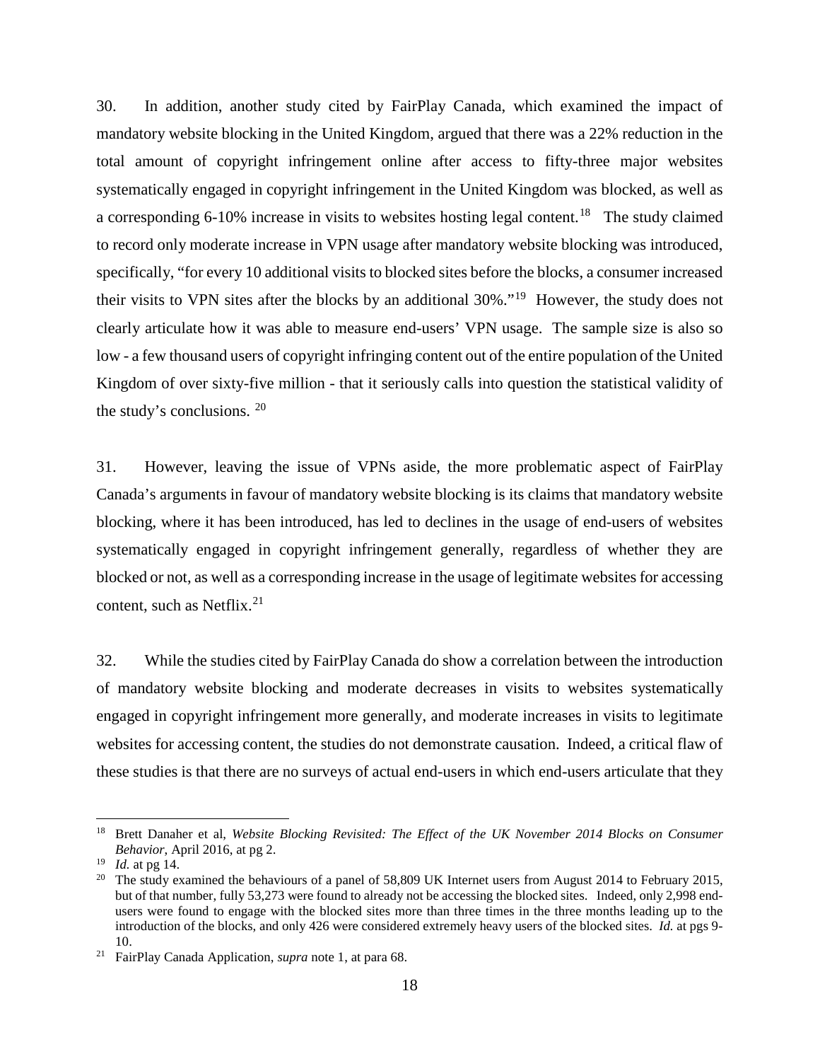30. In addition, another study cited by FairPlay Canada, which examined the impact of mandatory website blocking in the United Kingdom, argued that there was a 22% reduction in the total amount of copyright infringement online after access to fifty-three major websites systematically engaged in copyright infringement in the United Kingdom was blocked, as well as a corresponding 6-10% increase in visits to websites hosting legal content.[18] The study claimed to record only moderate increase in VPN usage after mandatory website blocking was introduced, specifically, "for every 10 additional visits to blocked sites before the blocks, a consumer increased their visits to VPN sites after the blocks by an additional 30%."[19] However, the study does not clearly articulate how it was able to measure end-users' VPN usage. The sample size is also so low - a few thousand users of copyright infringing content out of the entire population of the United Kingdom of over sixty-five million - that it seriously calls into question the statistical validity of the study's conclusions.[20]

31. However, leaving the issue of VPNs aside, the more problematic aspect of FairPlay Canada's arguments in favour of mandatory website blocking is its claims that mandatory website blocking, where it has been introduced, has led to declines in the usage of end-users of websites systematically engaged in copyright infringement generally, regardless of whether they are blocked or not, as well as a corresponding increase in the usage of legitimate websites for accessing content, such as Netflix.[21]

32. While the studies cited by FairPlay Canada do show a correlation between the introduction of mandatory website blocking and moderate decreases in visits to websites systematically engaged in copyright infringement more generally, and moderate increases in visits to legitimate websites for accessing content, the studies do not demonstrate causation. Indeed, a critical flaw of these studies is that there are no surveys of actual end-users in which end-users articulate that they

---

[18] Brett Danaher et al, *Website Blocking Revisited: The Effect of the UK November 2014 Blocks on Consumer Behavior*, April 2016, at pg 2.

[19] *Id.* at pg 14.

[20] The study examined the behaviours of a panel of 58,809 UK Internet users from August 2014 to February 2015, but of that number, fully 53,273 were found to already not be accessing the blocked sites. Indeed, only 2,998 end-users were found to engage with the blocked sites more than three times in the three months leading up to the introduction of the blocks, and only 426 were considered extremely heavy users of the blocked sites. *Id.* at pgs 9-10.

[21] FairPlay Canada Application, *supra* note 1, at para 68.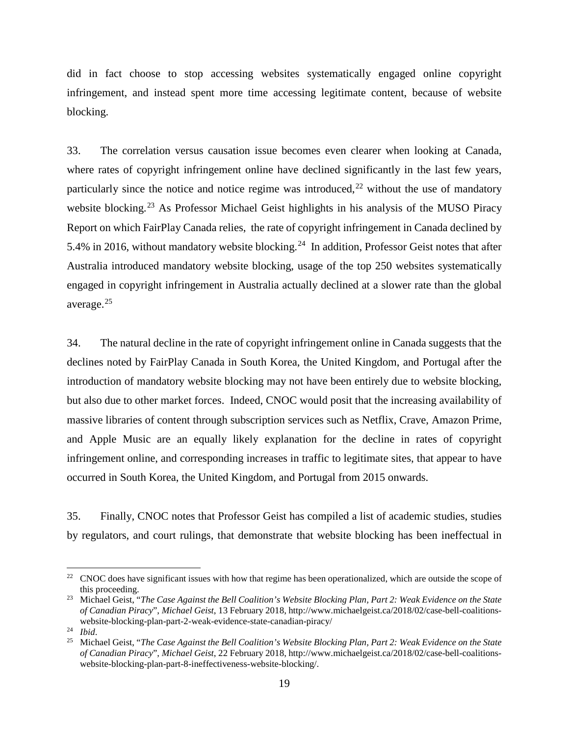did in fact choose to stop accessing websites systematically engaged online copyright infringement, and instead spent more time accessing legitimate content, because of website blocking.

33. The correlation versus causation issue becomes even clearer when looking at Canada, where rates of copyright infringement online have declined significantly in the last few years, particularly since the notice and notice regime was introduced,[22] without the use of mandatory website blocking.[23] As Professor Michael Geist highlights in his analysis of the MUSO Piracy Report on which FairPlay Canada relies, the rate of copyright infringement in Canada declined by 5.4% in 2016, without mandatory website blocking.[24] In addition, Professor Geist notes that after Australia introduced mandatory website blocking, usage of the top 250 websites systematically engaged in copyright infringement in Australia actually declined at a slower rate than the global average.[25]

34. The natural decline in the rate of copyright infringement online in Canada suggests that the declines noted by FairPlay Canada in South Korea, the United Kingdom, and Portugal after the introduction of mandatory website blocking may not have been entirely due to website blocking, but also due to other market forces. Indeed, CNOC would posit that the increasing availability of massive libraries of content through subscription services such as Netflix, Crave, Amazon Prime, and Apple Music are an equally likely explanation for the decline in rates of copyright infringement online, and corresponding increases in traffic to legitimate sites, that appear to have occurred in South Korea, the United Kingdom, and Portugal from 2015 onwards.

35. Finally, CNOC notes that Professor Geist has compiled a list of academic studies, studies by regulators, and court rulings, that demonstrate that website blocking has been ineffectual in

---

[22] CNOC does have significant issues with how that regime has been operationalized, which are outside the scope of this proceeding.

[23] Michael Geist, "*The Case Against the Bell Coalition's Website Blocking Plan, Part 2: Weak Evidence on the State of Canadian Piracy*", *Michael Geist*, 13 February 2018, http://www.michaelgeist.ca/2018/02/case-bell-coalitions-website-blocking-plan-part-2-weak-evidence-state-canadian-piracy/

[24] *Ibid*.

[25] Michael Geist, "*The Case Against the Bell Coalition's Website Blocking Plan, Part 2: Weak Evidence on the State of Canadian Piracy*", *Michael Geist*, 22 February 2018, http://www.michaelgeist.ca/2018/02/case-bell-coalitions-website-blocking-plan-part-8-ineffectiveness-website-blocking/.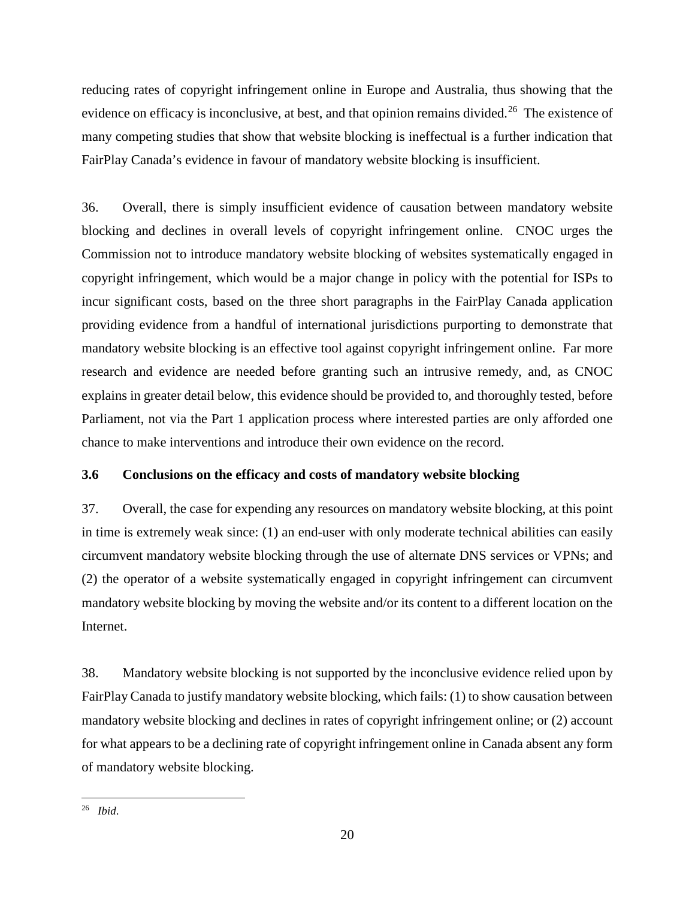reducing rates of copyright infringement online in Europe and Australia, thus showing that the evidence on efficacy is inconclusive, at best, and that opinion remains divided.[26] The existence of many competing studies that show that website blocking is ineffectual is a further indication that FairPlay Canada's evidence in favour of mandatory website blocking is insufficient.

36. Overall, there is simply insufficient evidence of causation between mandatory website blocking and declines in overall levels of copyright infringement online. CNOC urges the Commission not to introduce mandatory website blocking of websites systematically engaged in copyright infringement, which would be a major change in policy with the potential for ISPs to incur significant costs, based on the three short paragraphs in the FairPlay Canada application providing evidence from a handful of international jurisdictions purporting to demonstrate that mandatory website blocking is an effective tool against copyright infringement online. Far more research and evidence are needed before granting such an intrusive remedy, and, as CNOC explains in greater detail below, this evidence should be provided to, and thoroughly tested, before Parliament, not via the Part 1 application process where interested parties are only afforded one chance to make interventions and introduce their own evidence on the record.

### 3.6 Conclusions on the efficacy and costs of mandatory website blocking

37. Overall, the case for expending any resources on mandatory website blocking, at this point in time is extremely weak since: (1) an end-user with only moderate technical abilities can easily circumvent mandatory website blocking through the use of alternate DNS services or VPNs; and (2) the operator of a website systematically engaged in copyright infringement can circumvent mandatory website blocking by moving the website and/or its content to a different location on the Internet.

38. Mandatory website blocking is not supported by the inconclusive evidence relied upon by FairPlay Canada to justify mandatory website blocking, which fails: (1) to show causation between mandatory website blocking and declines in rates of copyright infringement online; or (2) account for what appears to be a declining rate of copyright infringement online in Canada absent any form of mandatory website blocking.

---

[26] *Ibid.*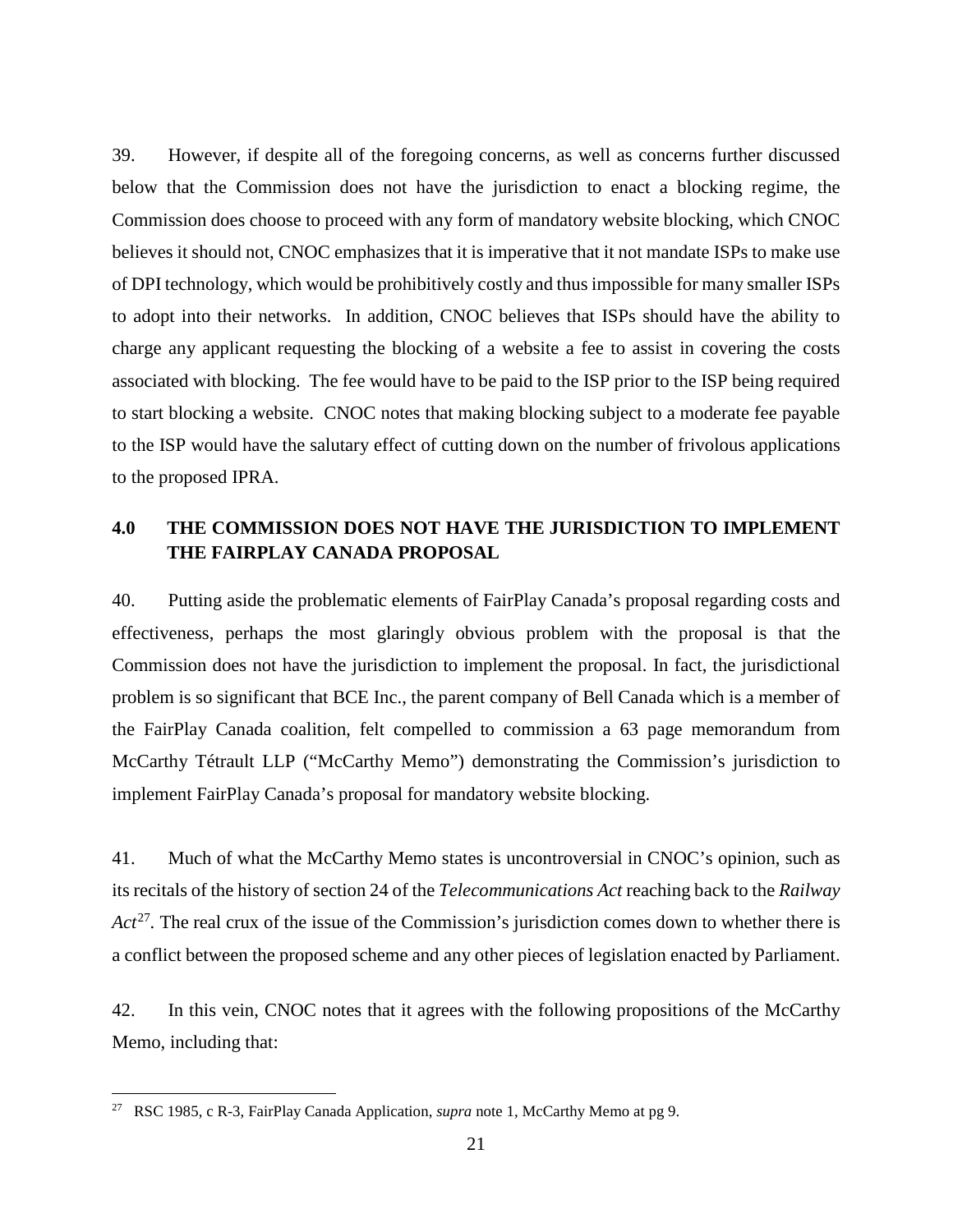39. However, if despite all of the foregoing concerns, as well as concerns further discussed below that the Commission does not have the jurisdiction to enact a blocking regime, the Commission does choose to proceed with any form of mandatory website blocking, which CNOC believes it should not, CNOC emphasizes that it is imperative that it not mandate ISPs to make use of DPI technology, which would be prohibitively costly and thus impossible for many smaller ISPs to adopt into their networks. In addition, CNOC believes that ISPs should have the ability to charge any applicant requesting the blocking of a website a fee to assist in covering the costs associated with blocking. The fee would have to be paid to the ISP prior to the ISP being required to start blocking a website. CNOC notes that making blocking subject to a moderate fee payable to the ISP would have the salutary effect of cutting down on the number of frivolous applications to the proposed IPRA.

## 4.0 THE COMMISSION DOES NOT HAVE THE JURISDICTION TO IMPLEMENT THE FAIRPLAY CANADA PROPOSAL

40. Putting aside the problematic elements of FairPlay Canada's proposal regarding costs and effectiveness, perhaps the most glaringly obvious problem with the proposal is that the Commission does not have the jurisdiction to implement the proposal. In fact, the jurisdictional problem is so significant that BCE Inc., the parent company of Bell Canada which is a member of the FairPlay Canada coalition, felt compelled to commission a 63 page memorandum from McCarthy Tétrault LLP ("McCarthy Memo") demonstrating the Commission's jurisdiction to implement FairPlay Canada's proposal for mandatory website blocking.

41. Much of what the McCarthy Memo states is uncontroversial in CNOC's opinion, such as its recitals of the history of section 24 of the *Telecommunications Act* reaching back to the *Railway Act*[27]. The real crux of the issue of the Commission's jurisdiction comes down to whether there is a conflict between the proposed scheme and any other pieces of legislation enacted by Parliament.

42. In this vein, CNOC notes that it agrees with the following propositions of the McCarthy Memo, including that:

---

[27] RSC 1985, c R-3, FairPlay Canada Application, *supra* note 1, McCarthy Memo at pg 9.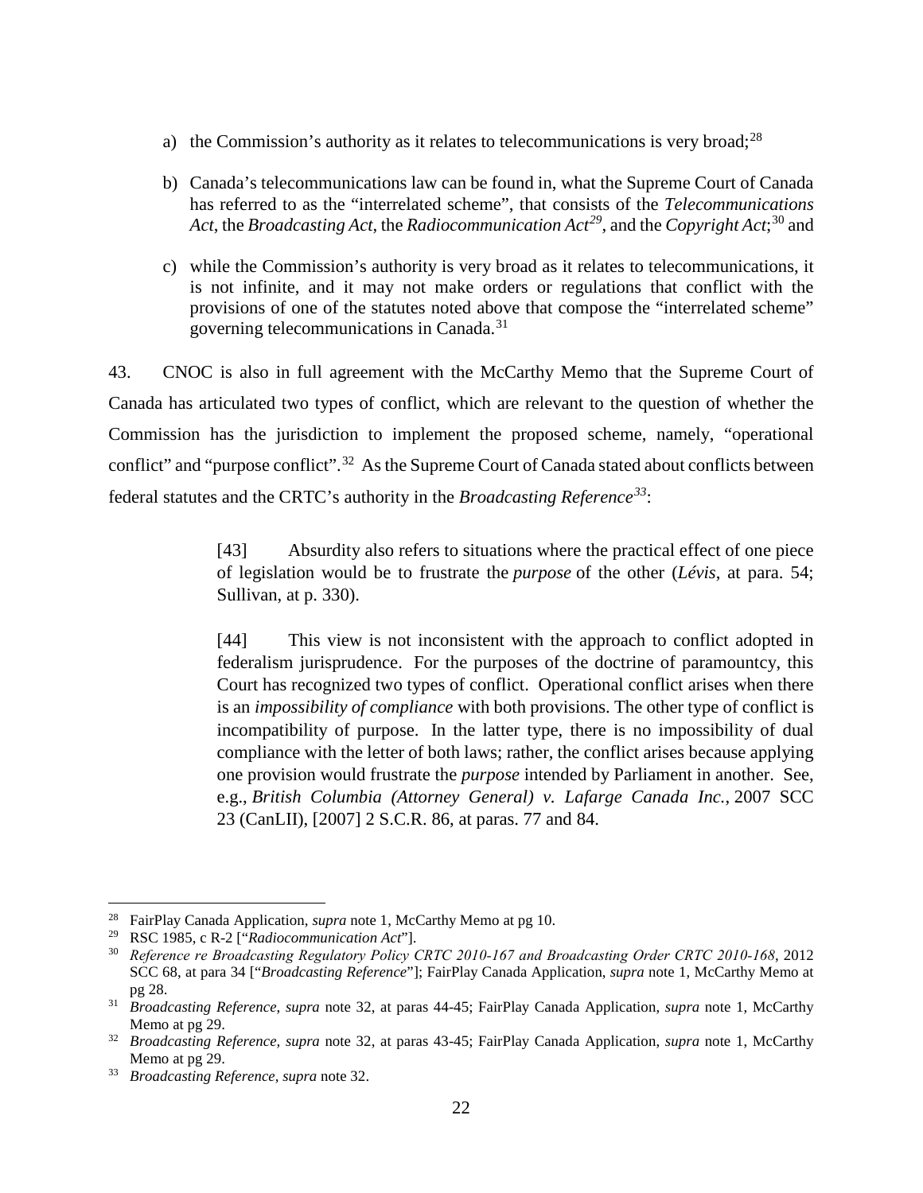a) the Commission's authority as it relates to telecommunications is very broad;[28]

b) Canada's telecommunications law can be found in, what the Supreme Court of Canada has referred to as the "interrelated scheme", that consists of the *Telecommunications Act*, the *Broadcasting Act*, the *Radiocommunication Act*[29], and the *Copyright Act*;[30] and

c) while the Commission's authority is very broad as it relates to telecommunications, it is not infinite, and it may not make orders or regulations that conflict with the provisions of one of the statutes noted above that compose the "interrelated scheme" governing telecommunications in Canada.[31]

43. CNOC is also in full agreement with the McCarthy Memo that the Supreme Court of Canada has articulated two types of conflict, which are relevant to the question of whether the Commission has the jurisdiction to implement the proposed scheme, namely, "operational conflict" and "purpose conflict".[32] As the Supreme Court of Canada stated about conflicts between federal statutes and the CRTC's authority in the *Broadcasting Reference*[33]:

> [43] Absurdity also refers to situations where the practical effect of one piece of legislation would be to frustrate the *purpose* of the other (*Lévis*, at para. 54; Sullivan, at p. 330).
>
> [44] This view is not inconsistent with the approach to conflict adopted in federalism jurisprudence. For the purposes of the doctrine of paramountcy, this Court has recognized two types of conflict. Operational conflict arises when there is an *impossibility of compliance* with both provisions. The other type of conflict is incompatibility of purpose. In the latter type, there is no impossibility of dual compliance with the letter of both laws; rather, the conflict arises because applying one provision would frustrate the *purpose* intended by Parliament in another. See, e.g., *British Columbia (Attorney General) v. Lafarge Canada Inc.*, 2007 SCC 23 (CanLII), [2007] 2 S.C.R. 86, at paras. 77 and 84.

---

[28] FairPlay Canada Application, *supra* note 1, McCarthy Memo at pg 10.

[29] RSC 1985, c R-2 ["*Radiocommunication Act*"].

[30] *Reference re Broadcasting Regulatory Policy CRTC 2010-167 and Broadcasting Order CRTC 2010-168*, 2012 SCC 68, at para 34 ["*Broadcasting Reference*"]; FairPlay Canada Application, *supra* note 1, McCarthy Memo at pg 28.

[31] *Broadcasting Reference*, *supra* note 32, at paras 44-45; FairPlay Canada Application, *supra* note 1, McCarthy Memo at pg 29.

[32] *Broadcasting Reference*, *supra* note 32, at paras 43-45; FairPlay Canada Application, *supra* note 1, McCarthy Memo at pg 29.

[33] *Broadcasting Reference*, *supra* note 32.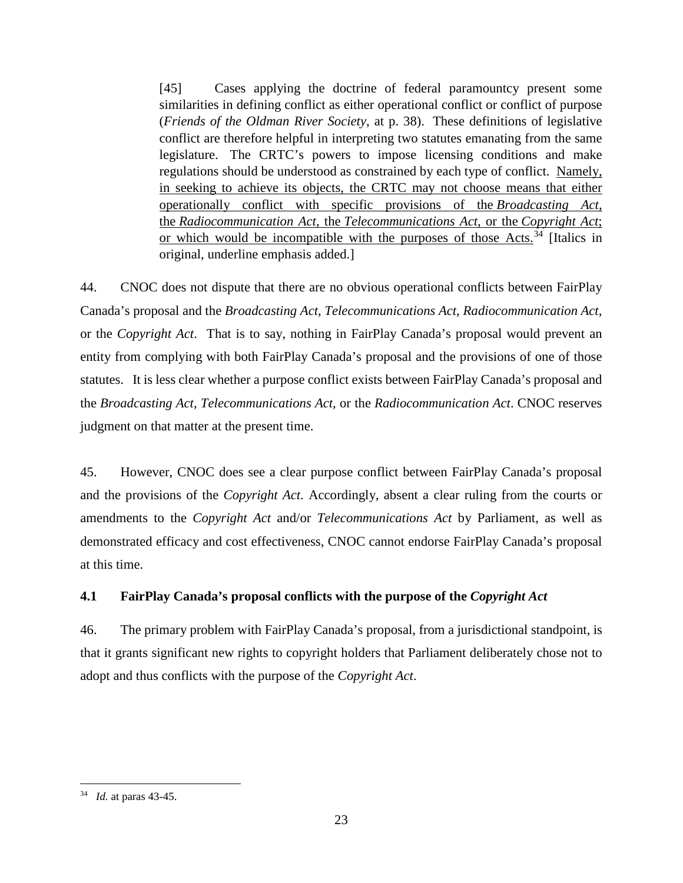> [45] Cases applying the doctrine of federal paramountcy present some similarities in defining conflict as either operational conflict or conflict of purpose (*Friends of the Oldman River Society*, at p. 38). These definitions of legislative conflict are therefore helpful in interpreting two statutes emanating from the same legislature. The CRTC's powers to impose licensing conditions and make regulations should be understood as constrained by each type of conflict. <u>Namely, in seeking to achieve its objects, the CRTC may not choose means that either operationally conflict with specific provisions of the *Broadcasting Act*, the *Radiocommunication Act*, the *Telecommunications Act*, or the *Copyright Act*; or which would be incompatible with the purposes of those Acts.</u>[34] [Italics in original, underline emphasis added.]

44. CNOC does not dispute that there are no obvious operational conflicts between FairPlay Canada's proposal and the *Broadcasting Act*, *Telecommunications Act*, *Radiocommunication Act*, or the *Copyright Act*. That is to say, nothing in FairPlay Canada's proposal would prevent an entity from complying with both FairPlay Canada's proposal and the provisions of one of those statutes. It is less clear whether a purpose conflict exists between FairPlay Canada's proposal and the *Broadcasting Act*, *Telecommunications Act*, or the *Radiocommunication Act*. CNOC reserves judgment on that matter at the present time.

45. However, CNOC does see a clear purpose conflict between FairPlay Canada's proposal and the provisions of the *Copyright Act*. Accordingly, absent a clear ruling from the courts or amendments to the *Copyright Act* and/or *Telecommunications Act* by Parliament, as well as demonstrated efficacy and cost effectiveness, CNOC cannot endorse FairPlay Canada's proposal at this time.

### 4.1 FairPlay Canada's proposal conflicts with the purpose of the *Copyright Act*

46. The primary problem with FairPlay Canada's proposal, from a jurisdictional standpoint, is that it grants significant new rights to copyright holders that Parliament deliberately chose not to adopt and thus conflicts with the purpose of the *Copyright Act*.

---

[34] *Id.* at paras 43-45.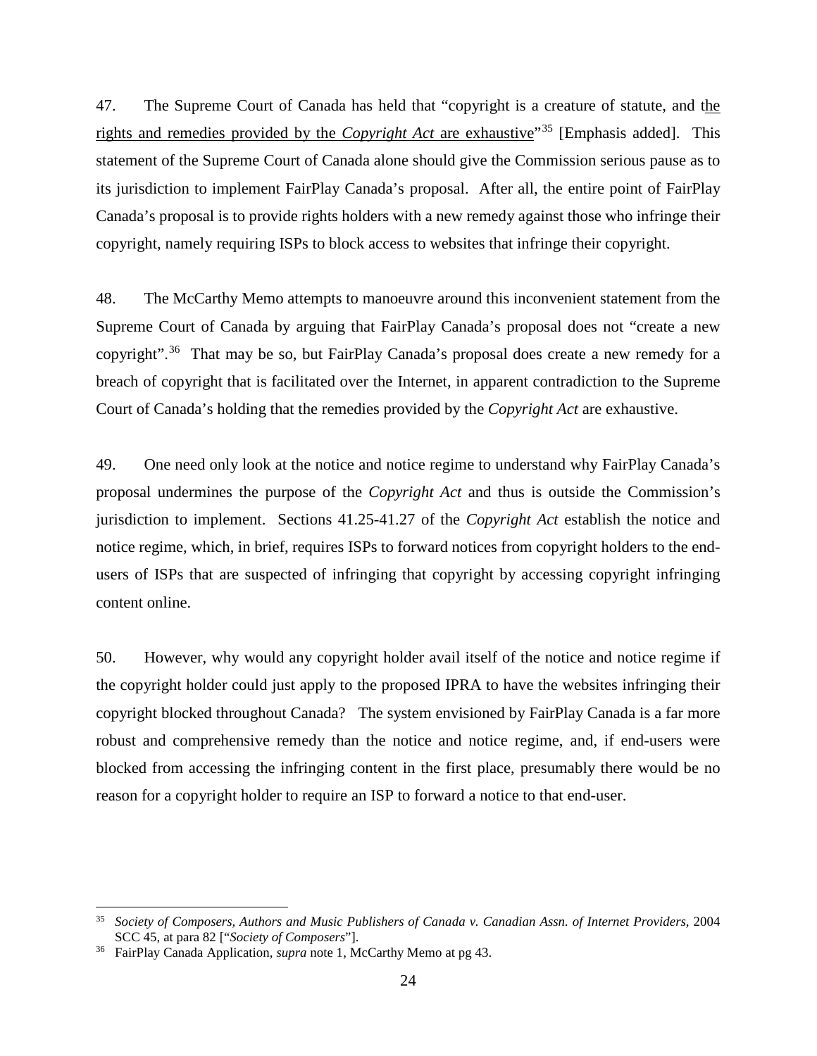47. The Supreme Court of Canada has held that "copyright is a creature of statute, and the rights and remedies provided by the *Copyright Act* are exhaustive"[35] [Emphasis added]. This statement of the Supreme Court of Canada alone should give the Commission serious pause as to its jurisdiction to implement FairPlay Canada's proposal. After all, the entire point of FairPlay Canada's proposal is to provide rights holders with a new remedy against those who infringe their copyright, namely requiring ISPs to block access to websites that infringe their copyright.

48. The McCarthy Memo attempts to manoeuvre around this inconvenient statement from the Supreme Court of Canada by arguing that FairPlay Canada's proposal does not "create a new copyright".[36] That may be so, but FairPlay Canada's proposal does create a new remedy for a breach of copyright that is facilitated over the Internet, in apparent contradiction to the Supreme Court of Canada's holding that the remedies provided by the *Copyright Act* are exhaustive.

49. One need only look at the notice and notice regime to understand why FairPlay Canada's proposal undermines the purpose of the *Copyright Act* and thus is outside the Commission's jurisdiction to implement. Sections 41.25-41.27 of the *Copyright Act* establish the notice and notice regime, which, in brief, requires ISPs to forward notices from copyright holders to the end-users of ISPs that are suspected of infringing that copyright by accessing copyright infringing content online.

50. However, why would any copyright holder avail itself of the notice and notice regime if the copyright holder could just apply to the proposed IPRA to have the websites infringing their copyright blocked throughout Canada? The system envisioned by FairPlay Canada is a far more robust and comprehensive remedy than the notice and notice regime, and, if end-users were blocked from accessing the infringing content in the first place, presumably there would be no reason for a copyright holder to require an ISP to forward a notice to that end-user.

---

[35] *Society of Composers, Authors and Music Publishers of Canada v. Canadian Assn. of Internet Providers,* 2004 SCC 45, at para 82 ["*Society of Composers*"].

[36] FairPlay Canada Application, *supra* note 1, McCarthy Memo at pg 43.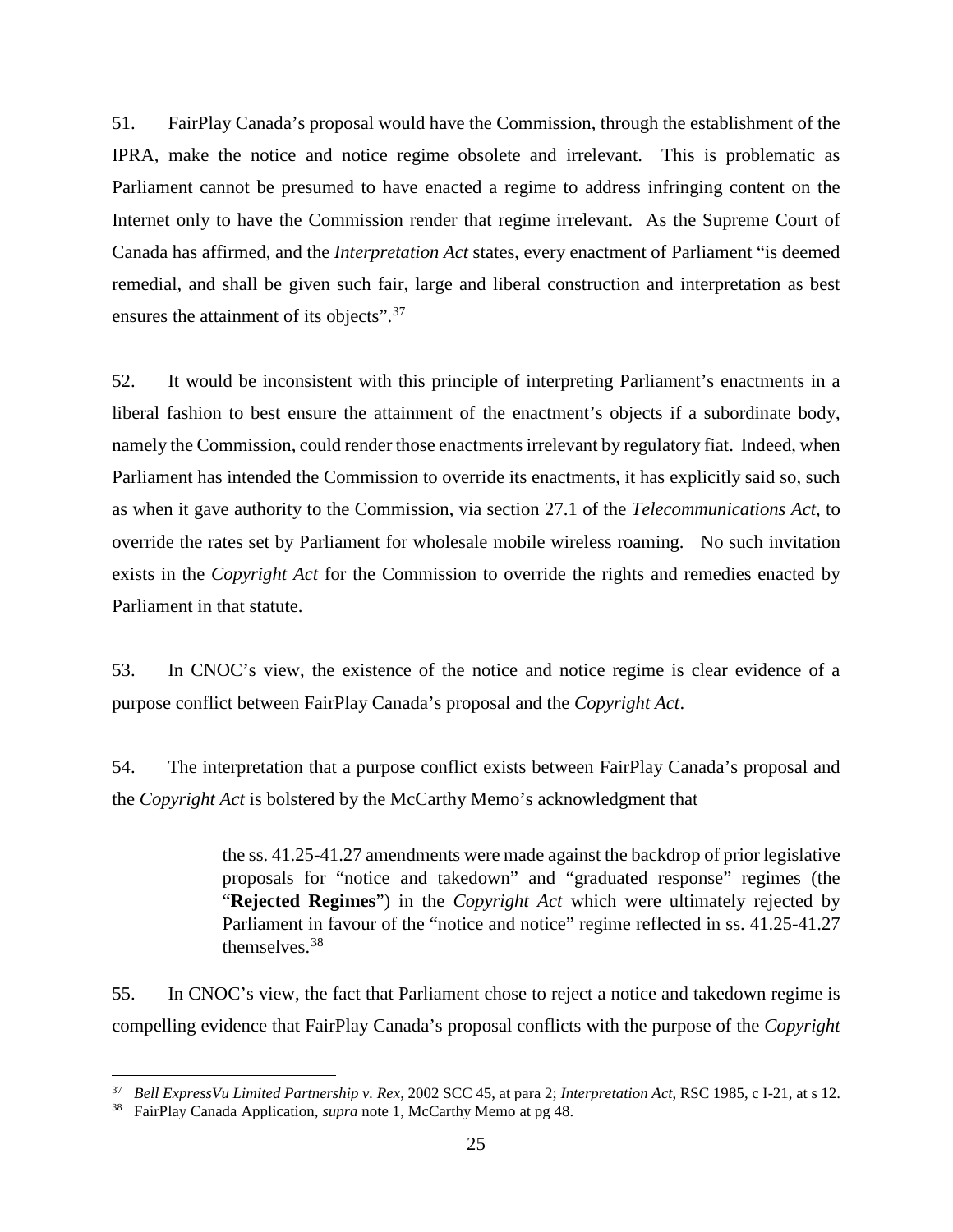51. FairPlay Canada's proposal would have the Commission, through the establishment of the IPRA, make the notice and notice regime obsolete and irrelevant. This is problematic as Parliament cannot be presumed to have enacted a regime to address infringing content on the Internet only to have the Commission render that regime irrelevant. As the Supreme Court of Canada has affirmed, and the *Interpretation Act* states, every enactment of Parliament "is deemed remedial, and shall be given such fair, large and liberal construction and interpretation as best ensures the attainment of its objects".[37]

52. It would be inconsistent with this principle of interpreting Parliament's enactments in a liberal fashion to best ensure the attainment of the enactment's objects if a subordinate body, namely the Commission, could render those enactments irrelevant by regulatory fiat. Indeed, when Parliament has intended the Commission to override its enactments, it has explicitly said so, such as when it gave authority to the Commission, via section 27.1 of the *Telecommunications Act*, to override the rates set by Parliament for wholesale mobile wireless roaming. No such invitation exists in the *Copyright Act* for the Commission to override the rights and remedies enacted by Parliament in that statute.

53. In CNOC's view, the existence of the notice and notice regime is clear evidence of a purpose conflict between FairPlay Canada's proposal and the *Copyright Act*.

54. The interpretation that a purpose conflict exists between FairPlay Canada's proposal and the *Copyright Act* is bolstered by the McCarthy Memo's acknowledgment that

> the ss. 41.25-41.27 amendments were made against the backdrop of prior legislative proposals for "notice and takedown" and "graduated response" regimes (the "**Rejected Regimes**") in the *Copyright Act* which were ultimately rejected by Parliament in favour of the "notice and notice" regime reflected in ss. 41.25-41.27 themselves.[38]

55. In CNOC's view, the fact that Parliament chose to reject a notice and takedown regime is compelling evidence that FairPlay Canada's proposal conflicts with the purpose of the *Copyright*

---

[37] *Bell ExpressVu Limited Partnership v. Rex*, 2002 SCC 45, at para 2; *Interpretation Act*, RSC 1985, c I-21, at s 12.

[38] FairPlay Canada Application, *supra* note 1, McCarthy Memo at pg 48.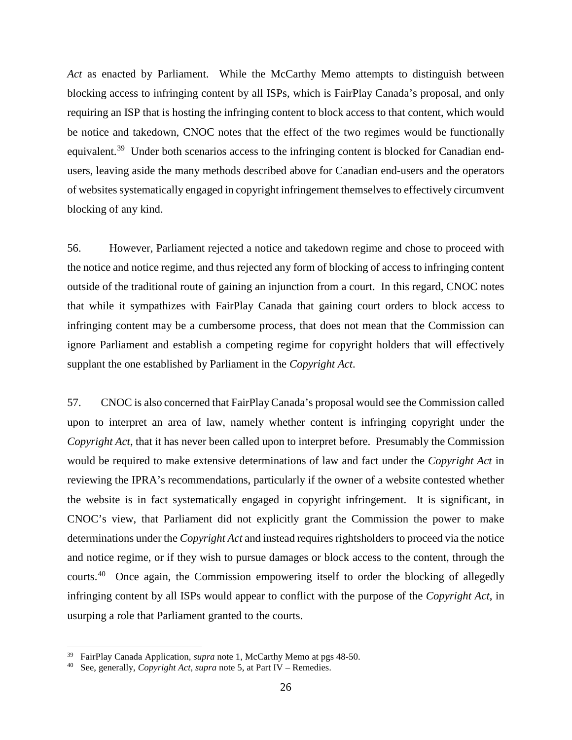*Act* as enacted by Parliament. While the McCarthy Memo attempts to distinguish between blocking access to infringing content by all ISPs, which is FairPlay Canada's proposal, and only requiring an ISP that is hosting the infringing content to block access to that content, which would be notice and takedown, CNOC notes that the effect of the two regimes would be functionally equivalent.[39] Under both scenarios access to the infringing content is blocked for Canadian end-users, leaving aside the many methods described above for Canadian end-users and the operators of websites systematically engaged in copyright infringement themselves to effectively circumvent blocking of any kind.

56. However, Parliament rejected a notice and takedown regime and chose to proceed with the notice and notice regime, and thus rejected any form of blocking of access to infringing content outside of the traditional route of gaining an injunction from a court. In this regard, CNOC notes that while it sympathizes with FairPlay Canada that gaining court orders to block access to infringing content may be a cumbersome process, that does not mean that the Commission can ignore Parliament and establish a competing regime for copyright holders that will effectively supplant the one established by Parliament in the *Copyright Act*.

57. CNOC is also concerned that FairPlay Canada's proposal would see the Commission called upon to interpret an area of law, namely whether content is infringing copyright under the *Copyright Act*, that it has never been called upon to interpret before. Presumably the Commission would be required to make extensive determinations of law and fact under the *Copyright Act* in reviewing the IPRA's recommendations, particularly if the owner of a website contested whether the website is in fact systematically engaged in copyright infringement. It is significant, in CNOC's view, that Parliament did not explicitly grant the Commission the power to make determinations under the *Copyright Act* and instead requires rightsholders to proceed via the notice and notice regime, or if they wish to pursue damages or block access to the content, through the courts.[40] Once again, the Commission empowering itself to order the blocking of allegedly infringing content by all ISPs would appear to conflict with the purpose of the *Copyright Act*, in usurping a role that Parliament granted to the courts.

---

[39] FairPlay Canada Application, *supra* note 1, McCarthy Memo at pgs 48-50.

[40] See, generally, *Copyright Act*, *supra* note 5, at Part IV – Remedies.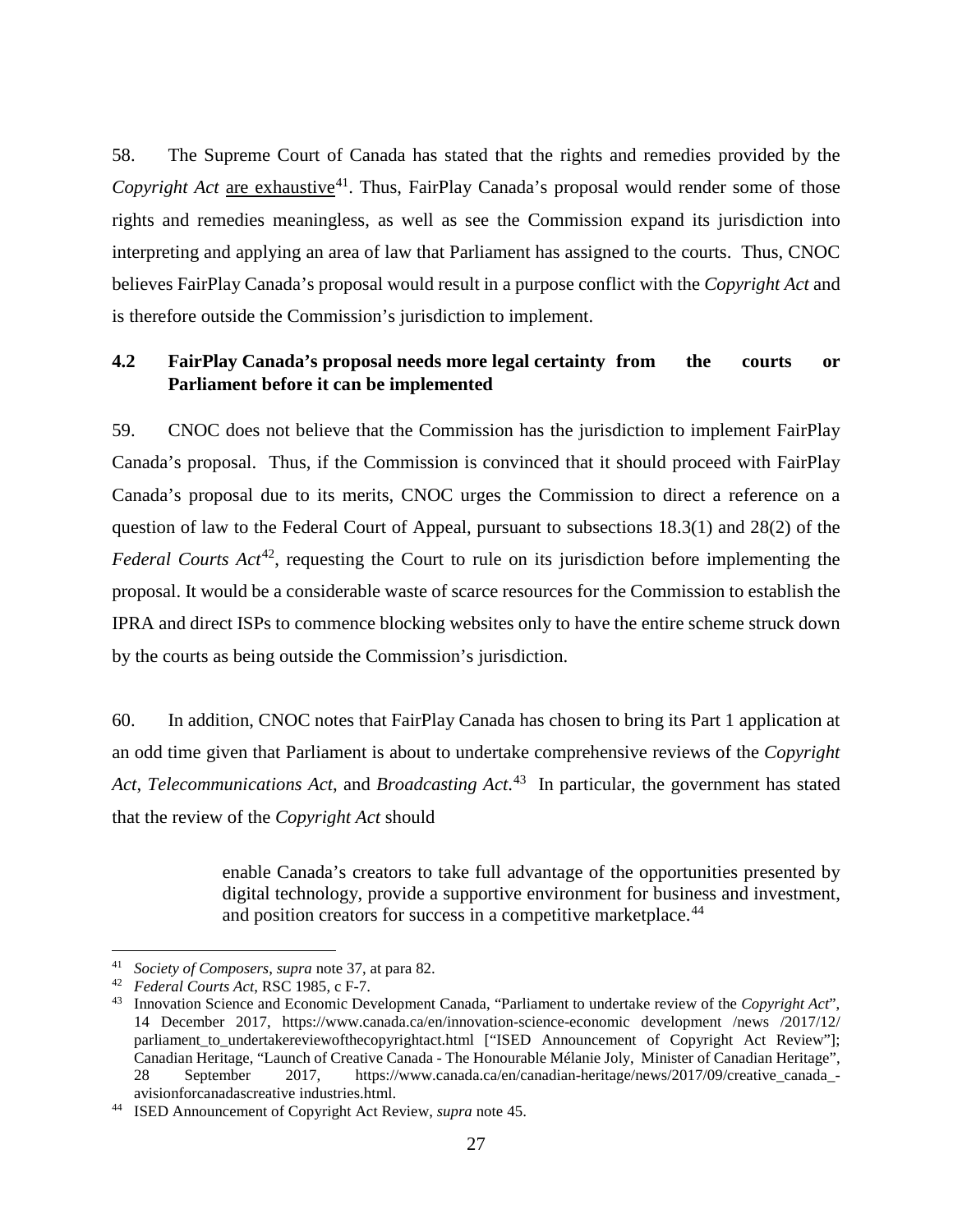58. The Supreme Court of Canada has stated that the rights and remedies provided by the *Copyright Act* <u>are exhaustive</u>[41]. Thus, FairPlay Canada's proposal would render some of those rights and remedies meaningless, as well as see the Commission expand its jurisdiction into interpreting and applying an area of law that Parliament has assigned to the courts. Thus, CNOC believes FairPlay Canada's proposal would result in a purpose conflict with the *Copyright Act* and is therefore outside the Commission's jurisdiction to implement.

### 4.2 FairPlay Canada's proposal needs more legal certainty from the courts or Parliament before it can be implemented

59. CNOC does not believe that the Commission has the jurisdiction to implement FairPlay Canada's proposal. Thus, if the Commission is convinced that it should proceed with FairPlay Canada's proposal due to its merits, CNOC urges the Commission to direct a reference on a question of law to the Federal Court of Appeal, pursuant to subsections 18.3(1) and 28(2) of the *Federal Courts Act*[42], requesting the Court to rule on its jurisdiction before implementing the proposal. It would be a considerable waste of scarce resources for the Commission to establish the IPRA and direct ISPs to commence blocking websites only to have the entire scheme struck down by the courts as being outside the Commission's jurisdiction.

60. In addition, CNOC notes that FairPlay Canada has chosen to bring its Part 1 application at an odd time given that Parliament is about to undertake comprehensive reviews of the *Copyright Act*, *Telecommunications Act*, and *Broadcasting Act*.[43] In particular, the government has stated that the review of the *Copyright Act* should

> enable Canada's creators to take full advantage of the opportunities presented by digital technology, provide a supportive environment for business and investment, and position creators for success in a competitive marketplace.[44]

---

[41] *Society of Composers*, *supra* note 37, at para 82.

[42] *Federal Courts Act*, RSC 1985, c F-7.

[43] Innovation Science and Economic Development Canada, "Parliament to undertake review of the *Copyright Act*", 14 December 2017, https://www.canada.ca/en/innovation-science-economic development /news /2017/12/ parliament_to_undertakereviewofthecopyrightact.html ["ISED Announcement of Copyright Act Review"]; Canadian Heritage, "Launch of Creative Canada - The Honourable Mélanie Joly, Minister of Canadian Heritage", 28 September 2017, https://www.canada.ca/en/canadian-heritage/news/2017/09/creative_canada_-avisionforcanadascreative industries.html.

[44] ISED Announcement of Copyright Act Review, *supra* note 45.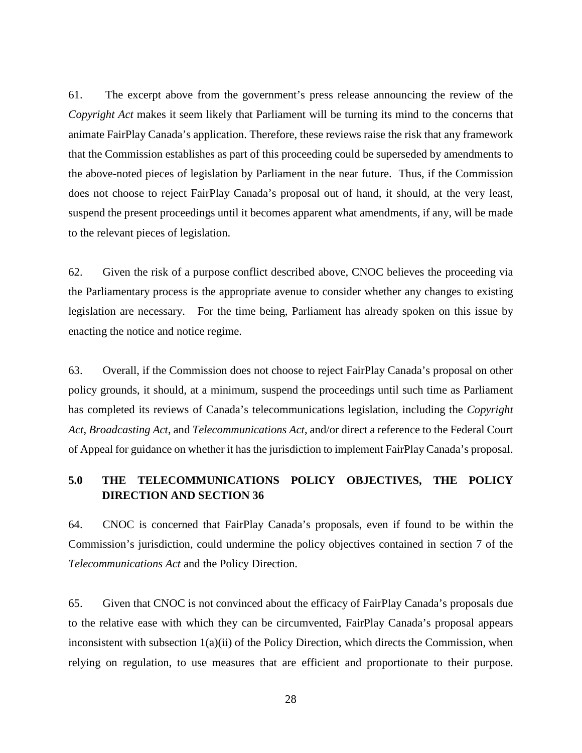61. The excerpt above from the government's press release announcing the review of the *Copyright Act* makes it seem likely that Parliament will be turning its mind to the concerns that animate FairPlay Canada's application. Therefore, these reviews raise the risk that any framework that the Commission establishes as part of this proceeding could be superseded by amendments to the above-noted pieces of legislation by Parliament in the near future. Thus, if the Commission does not choose to reject FairPlay Canada's proposal out of hand, it should, at the very least, suspend the present proceedings until it becomes apparent what amendments, if any, will be made to the relevant pieces of legislation.

62. Given the risk of a purpose conflict described above, CNOC believes the proceeding via the Parliamentary process is the appropriate avenue to consider whether any changes to existing legislation are necessary. For the time being, Parliament has already spoken on this issue by enacting the notice and notice regime.

63. Overall, if the Commission does not choose to reject FairPlay Canada's proposal on other policy grounds, it should, at a minimum, suspend the proceedings until such time as Parliament has completed its reviews of Canada's telecommunications legislation, including the *Copyright Act*, *Broadcasting Act*, and *Telecommunications Act*, and/or direct a reference to the Federal Court of Appeal for guidance on whether it has the jurisdiction to implement FairPlay Canada's proposal.

## 5.0 THE TELECOMMUNICATIONS POLICY OBJECTIVES, THE POLICY DIRECTION AND SECTION 36

64. CNOC is concerned that FairPlay Canada's proposals, even if found to be within the Commission's jurisdiction, could undermine the policy objectives contained in section 7 of the *Telecommunications Act* and the Policy Direction.

65. Given that CNOC is not convinced about the efficacy of FairPlay Canada's proposals due to the relative ease with which they can be circumvented, FairPlay Canada's proposal appears inconsistent with subsection 1(a)(ii) of the Policy Direction, which directs the Commission, when relying on regulation, to use measures that are efficient and proportionate to their purpose.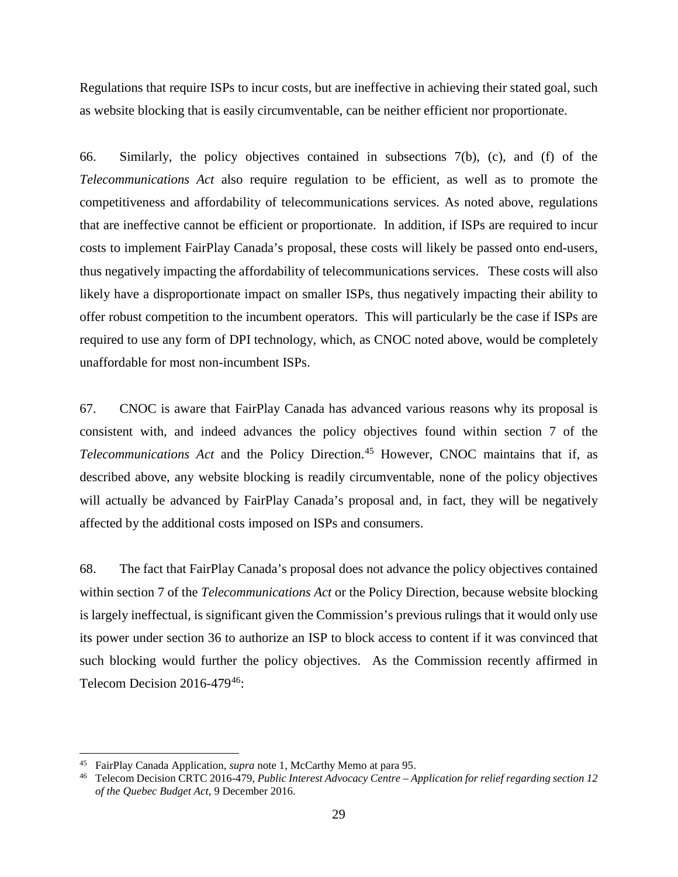Regulations that require ISPs to incur costs, but are ineffective in achieving their stated goal, such as website blocking that is easily circumventable, can be neither efficient nor proportionate.

66. Similarly, the policy objectives contained in subsections 7(b), (c), and (f) of the *Telecommunications Act* also require regulation to be efficient, as well as to promote the competitiveness and affordability of telecommunications services. As noted above, regulations that are ineffective cannot be efficient or proportionate. In addition, if ISPs are required to incur costs to implement FairPlay Canada's proposal, these costs will likely be passed onto end-users, thus negatively impacting the affordability of telecommunications services. These costs will also likely have a disproportionate impact on smaller ISPs, thus negatively impacting their ability to offer robust competition to the incumbent operators. This will particularly be the case if ISPs are required to use any form of DPI technology, which, as CNOC noted above, would be completely unaffordable for most non-incumbent ISPs.

67. CNOC is aware that FairPlay Canada has advanced various reasons why its proposal is consistent with, and indeed advances the policy objectives found within section 7 of the *Telecommunications Act* and the Policy Direction.[45] However, CNOC maintains that if, as described above, any website blocking is readily circumventable, none of the policy objectives will actually be advanced by FairPlay Canada's proposal and, in fact, they will be negatively affected by the additional costs imposed on ISPs and consumers.

68. The fact that FairPlay Canada's proposal does not advance the policy objectives contained within section 7 of the *Telecommunications Act* or the Policy Direction, because website blocking is largely ineffectual, is significant given the Commission's previous rulings that it would only use its power under section 36 to authorize an ISP to block access to content if it was convinced that such blocking would further the policy objectives. As the Commission recently affirmed in Telecom Decision 2016-479[46]:

---

[45] FairPlay Canada Application, *supra* note 1, McCarthy Memo at para 95.

[46] Telecom Decision CRTC 2016-479, *Public Interest Advocacy Centre – Application for relief regarding section 12 of the Quebec Budget Act*, 9 December 2016.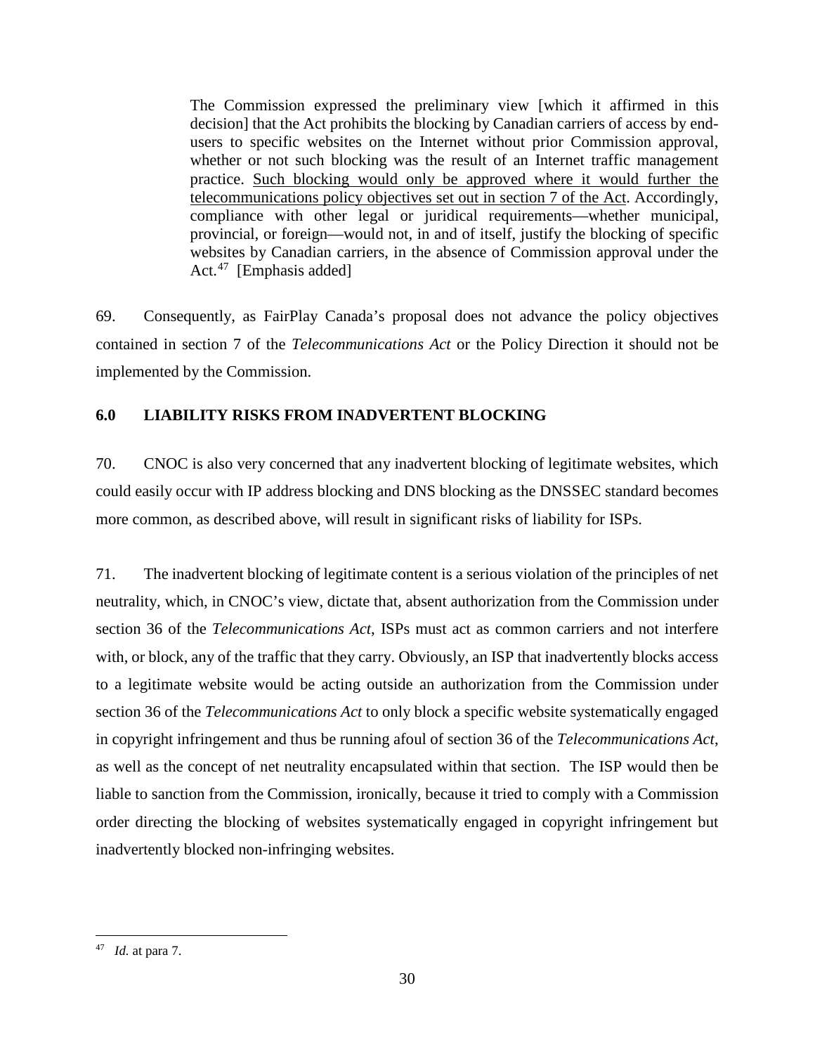> The Commission expressed the preliminary view [which it affirmed in this decision] that the Act prohibits the blocking by Canadian carriers of access by end-users to specific websites on the Internet without prior Commission approval, whether or not such blocking was the result of an Internet traffic management practice. <u>Such blocking would only be approved where it would further the telecommunications policy objectives set out in section 7 of the Act</u>. Accordingly, compliance with other legal or juridical requirements—whether municipal, provincial, or foreign—would not, in and of itself, justify the blocking of specific websites by Canadian carriers, in the absence of Commission approval under the Act.[47] [Emphasis added]

69. Consequently, as FairPlay Canada's proposal does not advance the policy objectives contained in section 7 of the *Telecommunications Act* or the Policy Direction it should not be implemented by the Commission.

## 6.0 LIABILITY RISKS FROM INADVERTENT BLOCKING

70. CNOC is also very concerned that any inadvertent blocking of legitimate websites, which could easily occur with IP address blocking and DNS blocking as the DNSSEC standard becomes more common, as described above, will result in significant risks of liability for ISPs.

71. The inadvertent blocking of legitimate content is a serious violation of the principles of net neutrality, which, in CNOC's view, dictate that, absent authorization from the Commission under section 36 of the *Telecommunications Act*, ISPs must act as common carriers and not interfere with, or block, any of the traffic that they carry. Obviously, an ISP that inadvertently blocks access to a legitimate website would be acting outside an authorization from the Commission under section 36 of the *Telecommunications Act* to only block a specific website systematically engaged in copyright infringement and thus be running afoul of section 36 of the *Telecommunications Act*, as well as the concept of net neutrality encapsulated within that section. The ISP would then be liable to sanction from the Commission, ironically, because it tried to comply with a Commission order directing the blocking of websites systematically engaged in copyright infringement but inadvertently blocked non-infringing websites.

---

[47] *Id.* at para 7.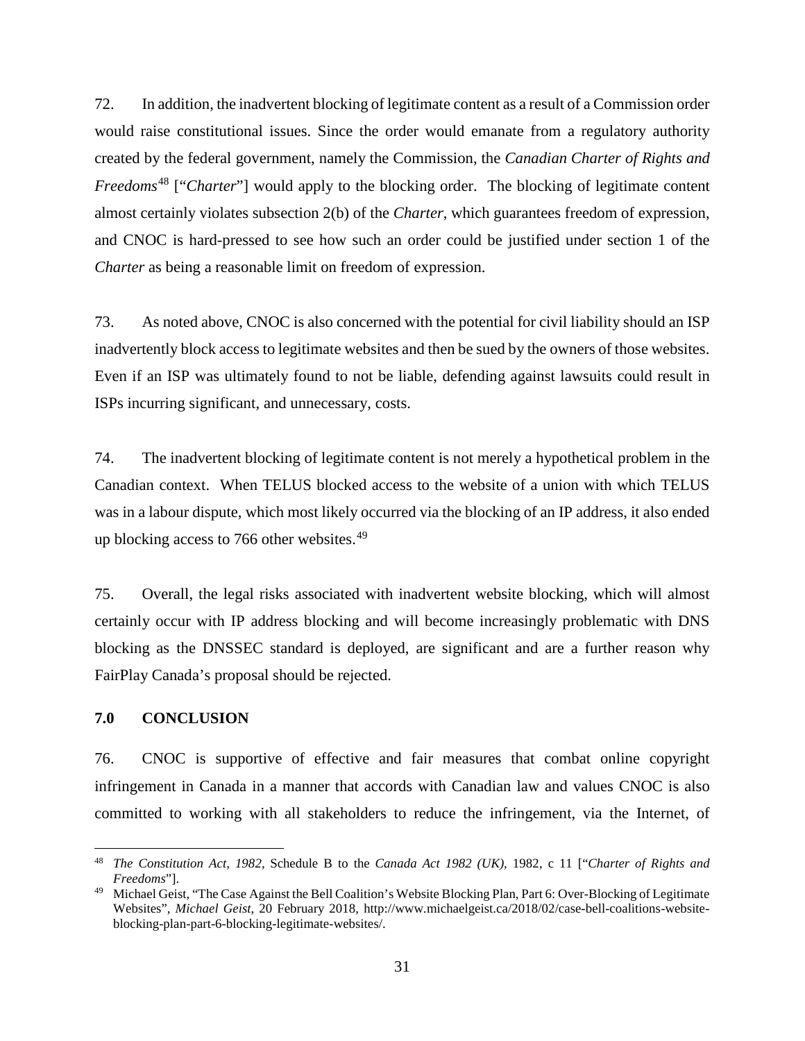72. In addition, the inadvertent blocking of legitimate content as a result of a Commission order would raise constitutional issues. Since the order would emanate from a regulatory authority created by the federal government, namely the Commission, the *Canadian Charter of Rights and Freedoms*[48] ["*Charter*"] would apply to the blocking order. The blocking of legitimate content almost certainly violates subsection 2(b) of the *Charter*, which guarantees freedom of expression, and CNOC is hard-pressed to see how such an order could be justified under section 1 of the *Charter* as being a reasonable limit on freedom of expression.

73. As noted above, CNOC is also concerned with the potential for civil liability should an ISP inadvertently block access to legitimate websites and then be sued by the owners of those websites. Even if an ISP was ultimately found to not be liable, defending against lawsuits could result in ISPs incurring significant, and unnecessary, costs.

74. The inadvertent blocking of legitimate content is not merely a hypothetical problem in the Canadian context. When TELUS blocked access to the website of a union with which TELUS was in a labour dispute, which most likely occurred via the blocking of an IP address, it also ended up blocking access to 766 other websites.[49]

75. Overall, the legal risks associated with inadvertent website blocking, which will almost certainly occur with IP address blocking and will become increasingly problematic with DNS blocking as the DNSSEC standard is deployed, are significant and are a further reason why FairPlay Canada's proposal should be rejected.

## 7.0 CONCLUSION

76. CNOC is supportive of effective and fair measures that combat online copyright infringement in Canada in a manner that accords with Canadian law and values CNOC is also committed to working with all stakeholders to reduce the infringement, via the Internet, of

---

[48] *The Constitution Act, 1982,* Schedule B to the *Canada Act 1982 (UK),* 1982, c 11 ["*Charter of Rights and Freedoms*"].

[49] Michael Geist, "The Case Against the Bell Coalition's Website Blocking Plan, Part 6: Over-Blocking of Legitimate Websites", *Michael Geist,* 20 February 2018, http://www.michaelgeist.ca/2018/02/case-bell-coalitions-website-blocking-plan-part-6-blocking-legitimate-websites/.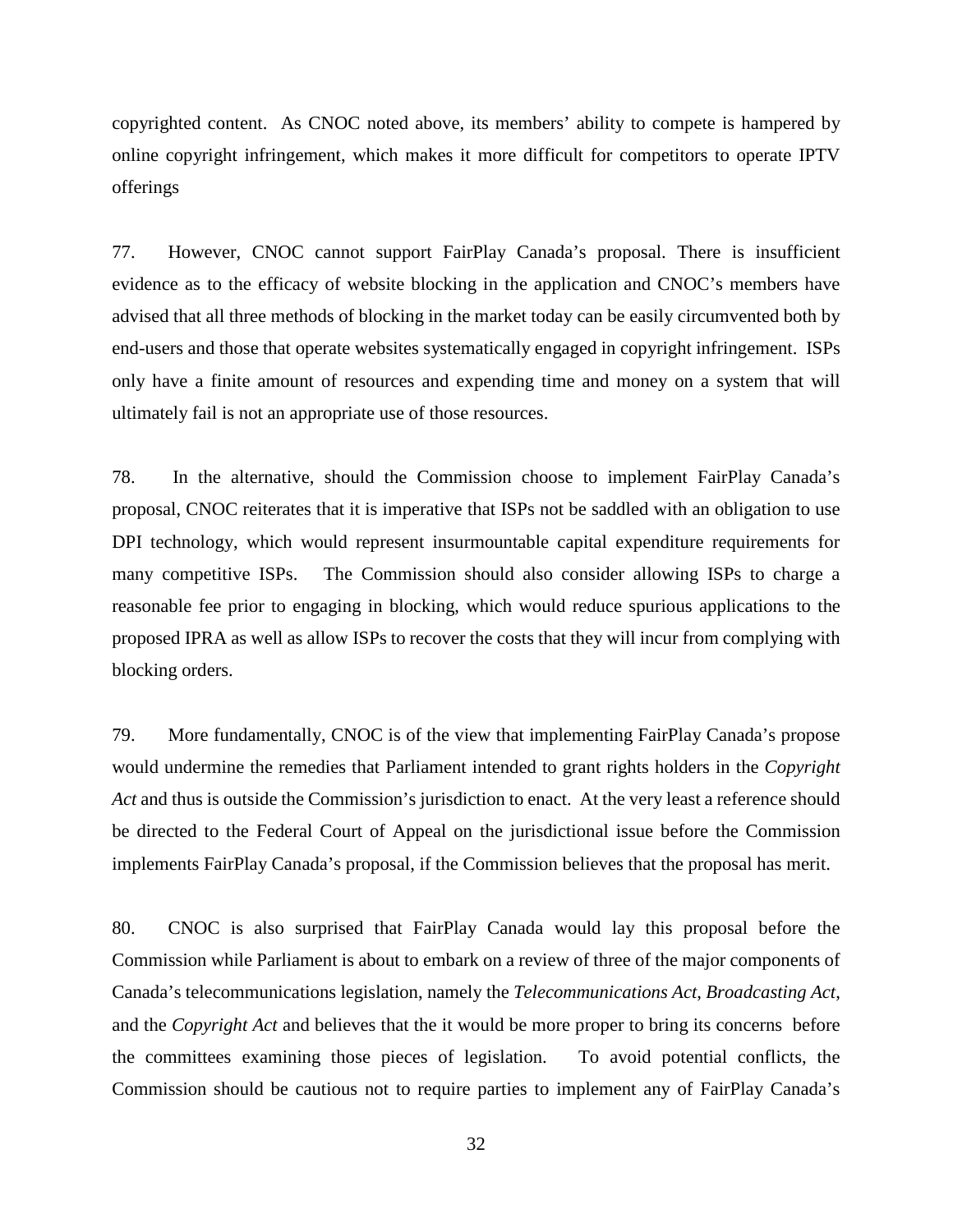copyrighted content. As CNOC noted above, its members' ability to compete is hampered by online copyright infringement, which makes it more difficult for competitors to operate IPTV offerings

77. However, CNOC cannot support FairPlay Canada's proposal. There is insufficient evidence as to the efficacy of website blocking in the application and CNOC's members have advised that all three methods of blocking in the market today can be easily circumvented both by end-users and those that operate websites systematically engaged in copyright infringement. ISPs only have a finite amount of resources and expending time and money on a system that will ultimately fail is not an appropriate use of those resources.

78. In the alternative, should the Commission choose to implement FairPlay Canada's proposal, CNOC reiterates that it is imperative that ISPs not be saddled with an obligation to use DPI technology, which would represent insurmountable capital expenditure requirements for many competitive ISPs. The Commission should also consider allowing ISPs to charge a reasonable fee prior to engaging in blocking, which would reduce spurious applications to the proposed IPRA as well as allow ISPs to recover the costs that they will incur from complying with blocking orders.

79. More fundamentally, CNOC is of the view that implementing FairPlay Canada's propose would undermine the remedies that Parliament intended to grant rights holders in the *Copyright Act* and thus is outside the Commission's jurisdiction to enact. At the very least a reference should be directed to the Federal Court of Appeal on the jurisdictional issue before the Commission implements FairPlay Canada's proposal, if the Commission believes that the proposal has merit.

80. CNOC is also surprised that FairPlay Canada would lay this proposal before the Commission while Parliament is about to embark on a review of three of the major components of Canada's telecommunications legislation, namely the *Telecommunications Act*, *Broadcasting Act*, and the *Copyright Act* and believes that the it would be more proper to bring its concerns before the committees examining those pieces of legislation. To avoid potential conflicts, the Commission should be cautious not to require parties to implement any of FairPlay Canada's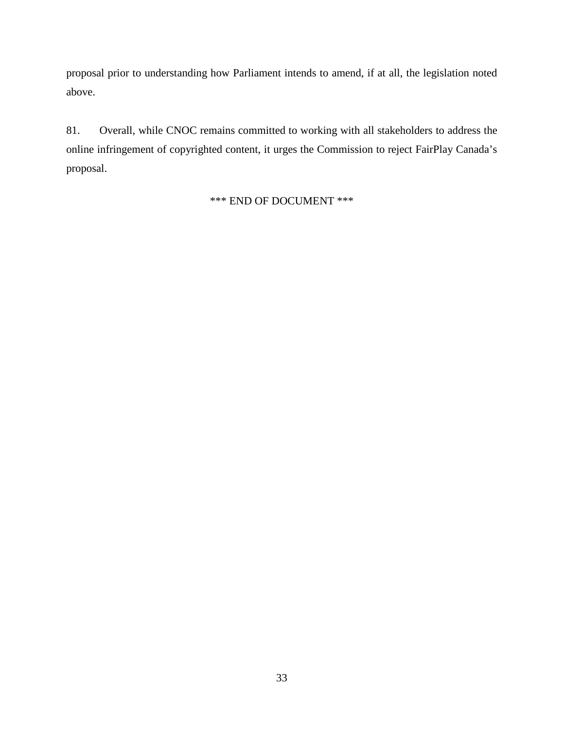proposal prior to understanding how Parliament intends to amend, if at all, the legislation noted above.

81. Overall, while CNOC remains committed to working with all stakeholders to address the online infringement of copyrighted content, it urges the Commission to reject FairPlay Canada's proposal.

*** END OF DOCUMENT ***